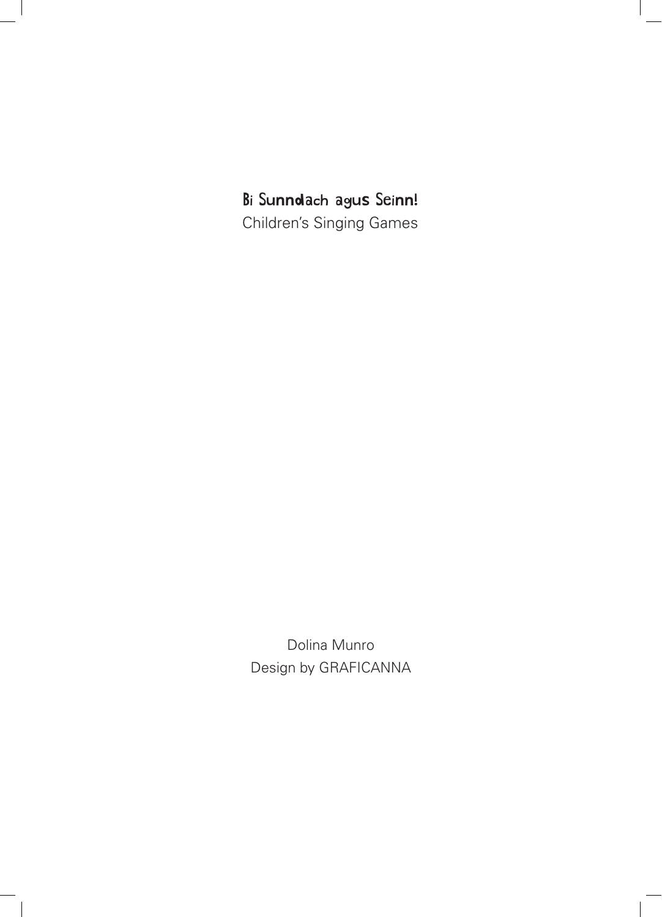# Bi Sunndach agus Seinn!

Children's Singing Games

Dolina Munro

Design by GRAFICANNA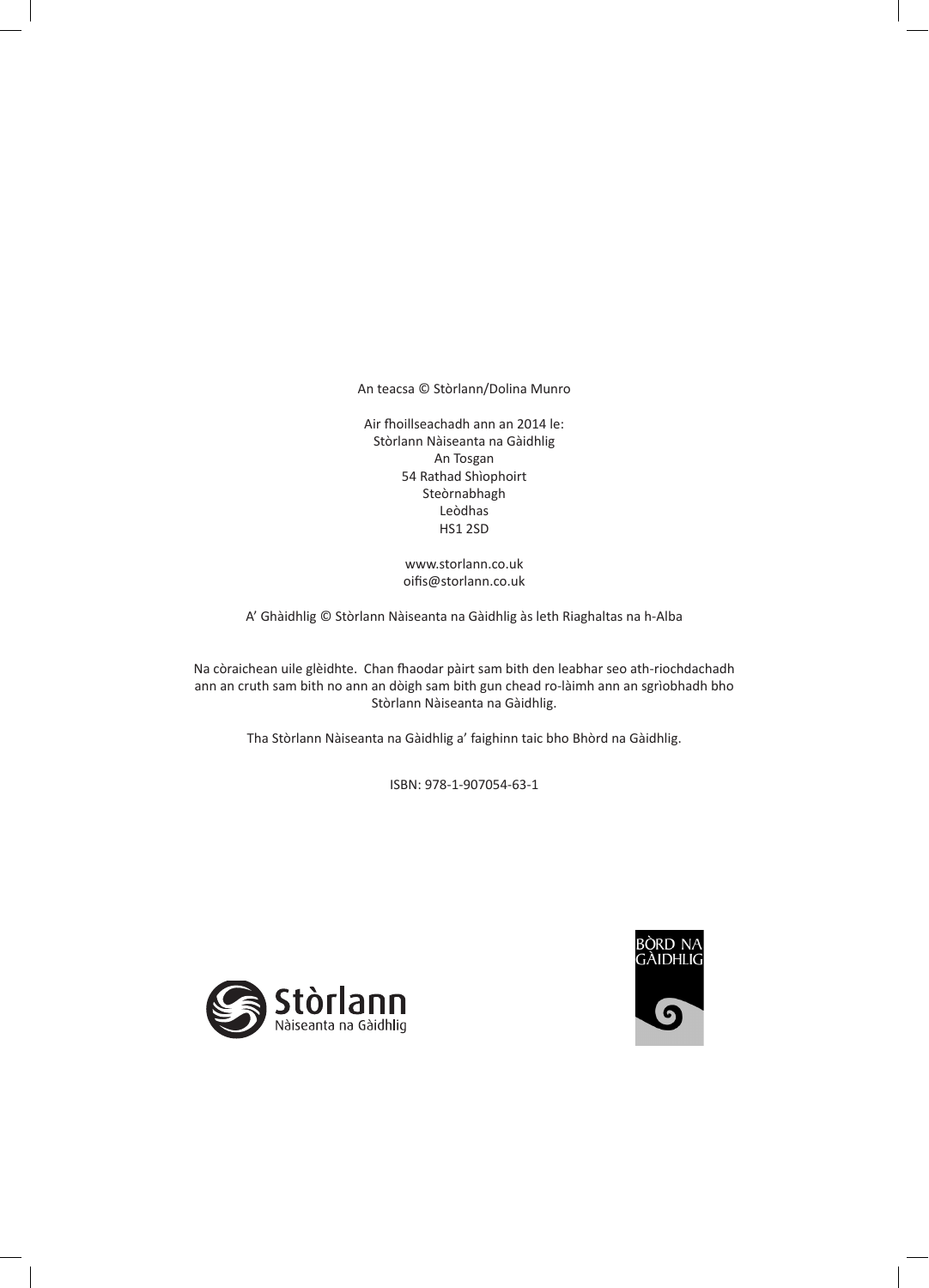An teacsa © Stòrlann/Dolina Munro

Air fhoillseachadh ann an 2014 le:
Stòrlann Nàiseanta na Gàidhlig
An Tosgan
54 Rathad Shìophoirt
Steòrnabhagh
Leòdhas
HS1 2SD

www.storlann.co.uk
oifis@storlann.co.uk

A' Ghàidhlig © Stòrlann Nàiseanta na Gàidhlig às leth Riaghaltas na h-Alba

Na còraichean uile glèidhte. Chan fhaodar pàirt sam bith den leabhar seo ath-riochdachadh ann an cruth sam bith no ann an dòigh sam bith gun chead ro-làimh ann an sgrìobhadh bho Stòrlann Nàiseanta na Gàidhlig.

Tha Stòrlann Nàiseanta na Gàidhlig a' faighinn taic bho Bhòrd na Gàidhlig.

ISBN: 978-1-907054-63-1

Stòrlann Nàiseanta na Gàidhlig

BÒRD NA GÀIDHLIG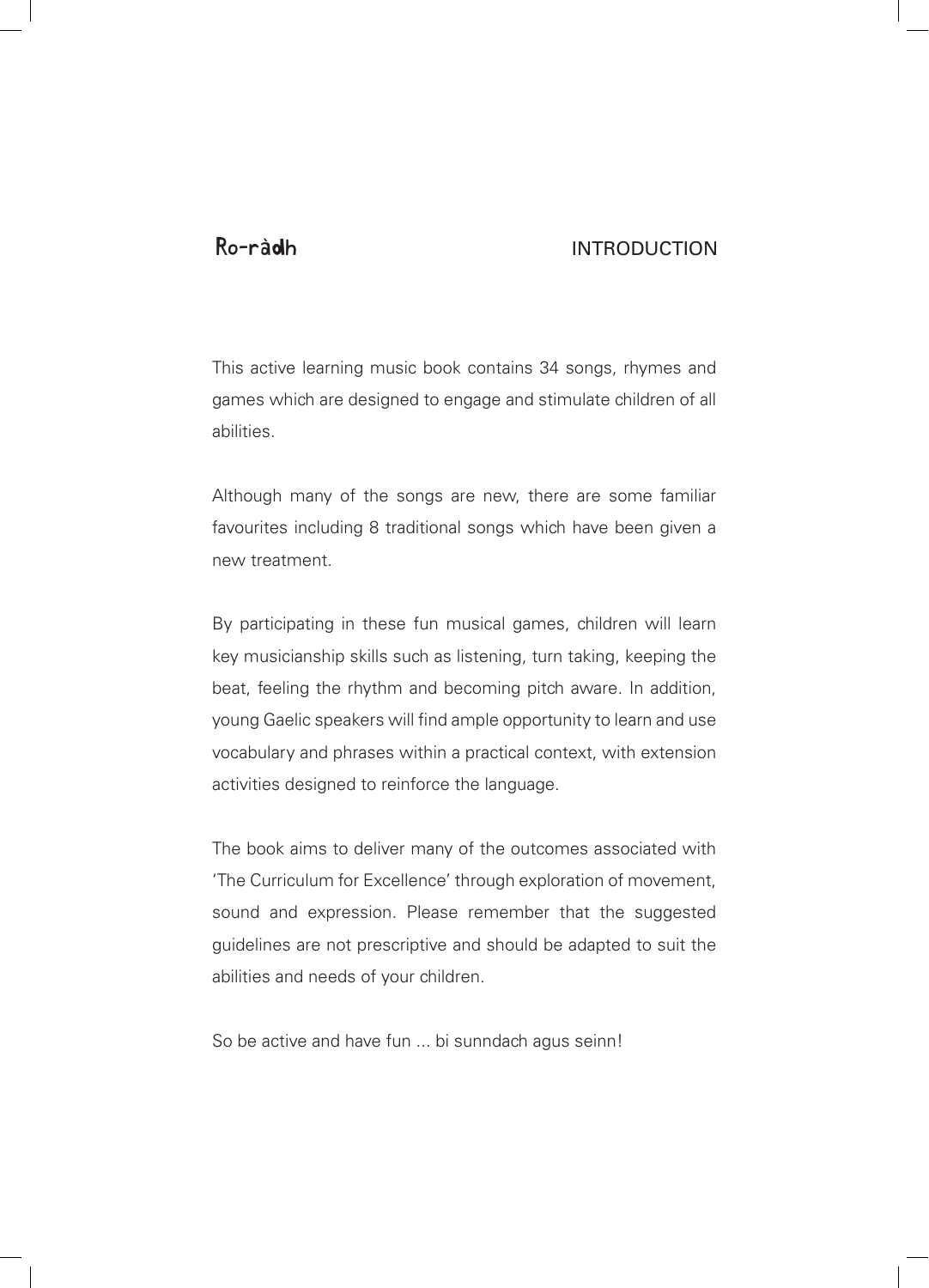## Ro-ràdh — INTRODUCTION

This active learning music book contains 34 songs, rhymes and games which are designed to engage and stimulate children of all abilities.

Although many of the songs are new, there are some familiar favourites including 8 traditional songs which have been given a new treatment.

By participating in these fun musical games, children will learn key musicianship skills such as listening, turn taking, keeping the beat, feeling the rhythm and becoming pitch aware. In addition, young Gaelic speakers will find ample opportunity to learn and use vocabulary and phrases within a practical context, with extension activities designed to reinforce the language.

The book aims to deliver many of the outcomes associated with 'The Curriculum for Excellence' through exploration of movement, sound and expression. Please remember that the suggested guidelines are not prescriptive and should be adapted to suit the abilities and needs of your children.

So be active and have fun ... bi sunndach agus seinn!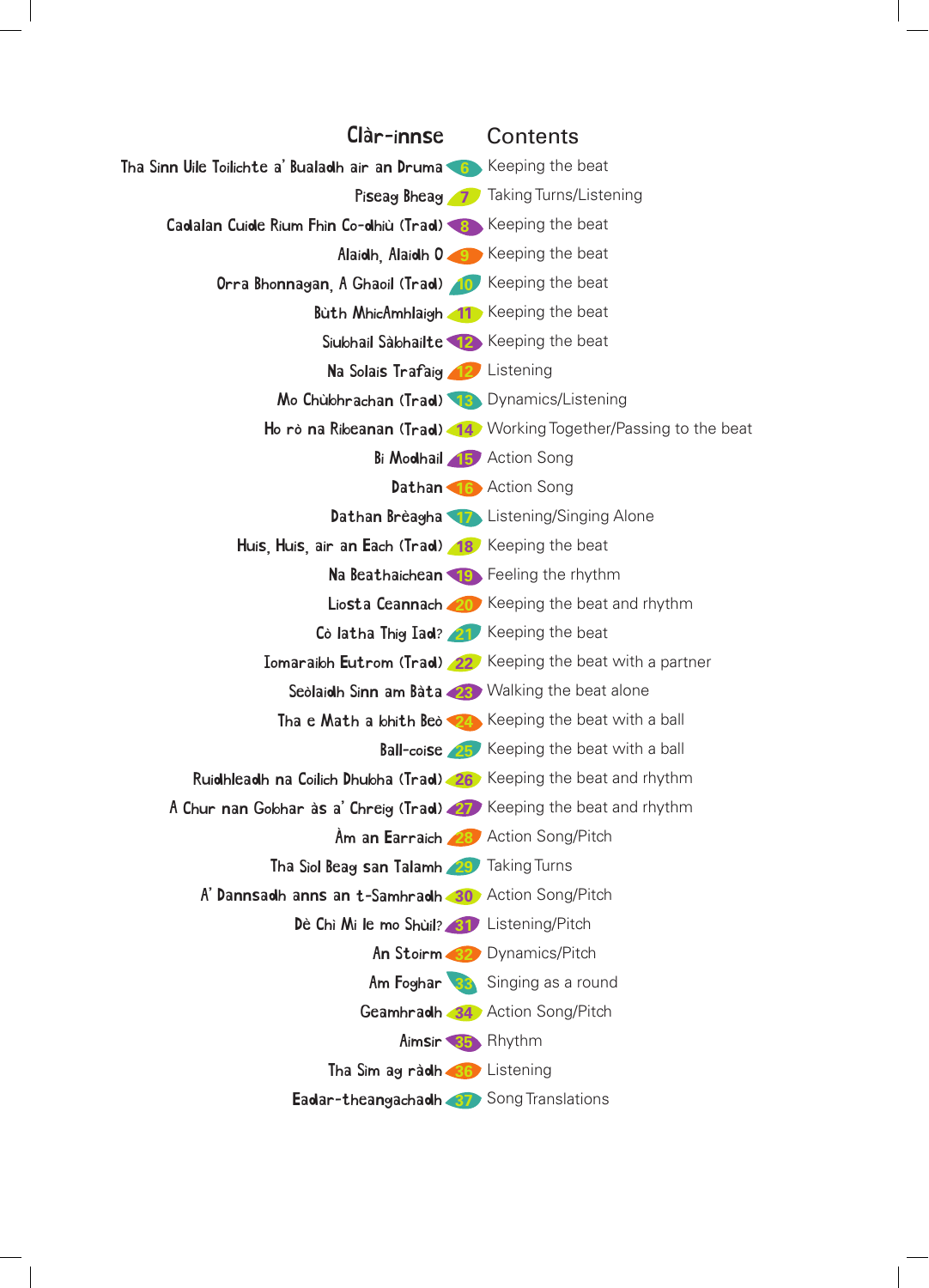| Clàr-innse | | Contents |
| --- | --- | --- |
| Tha Sinn Uile Toilichte a' Bualadh air an Druma | 6 | Keeping the beat |
| Piseag Bheag | 7 | Taking Turns/Listening |
| Cadalan Cuide Rium Fhìn Co-dhiù (Trad) | 8 | Keeping the beat |
| Alaidh, Alaidh O | 9 | Keeping the beat |
| Orra Bhonnagan, A Ghaoil (Trad) | 10 | Keeping the beat |
| Bùth MhicAmhlaigh | 11 | Keeping the beat |
| Siubhail Sàbhailte | 12 | Keeping the beat |
| Na Solais Trafaig | 12 | Listening |
| Mo Chùbhrachan (Trad) | 13 | Dynamics/Listening |
| Ho rò na Ribeanan (Trad) | 14 | Working Together/Passing to the beat |
| Bi Modhail | 15 | Action Song |
| Dathan | 16 | Action Song |
| Dathan Brèagha | 17 | Listening/Singing Alone |
| Huis, Huis, air an Each (Trad) | 18 | Keeping the beat |
| Na Beathaichean | 19 | Feeling the rhythm |
| Liosta Ceannach | 20 | Keeping the beat and rhythm |
| Cò latha Thig Iad? | 21 | Keeping the beat |
| Iomaraibh Eutrom (Trad) | 22 | Keeping the beat with a partner |
| Seòlaidh Sinn am Bàta | 23 | Walking the beat alone |
| Tha e Math a bhith Beò | 24 | Keeping the beat with a ball |
| Ball-coise | 25 | Keeping the beat with a ball |
| Ruidhleadh na Coilich Dhubha (Trad) | 26 | Keeping the beat and rhythm |
| A Chur nan Gobhar às a' Chreig (Trad) | 27 | Keeping the beat and rhythm |
| Àm an Earraich | 28 | Action Song/Pitch |
| Tha Sìol Beag san Talamh | 29 | Taking Turns |
| A' Dannsadh anns an t-Samhradh | 30 | Action Song/Pitch |
| Dè Chì Mi le mo Shùil? | 31 | Listening/Pitch |
| An Stoirm | 32 | Dynamics/Pitch |
| Am Foghar | 33 | Singing as a round |
| Geamhradh | 34 | Action Song/Pitch |
| Aimsir | 35 | Rhythm |
| Tha Sim ag ràdh | 36 | Listening |
| Eadar-theangachadh | 37 | Song Translations |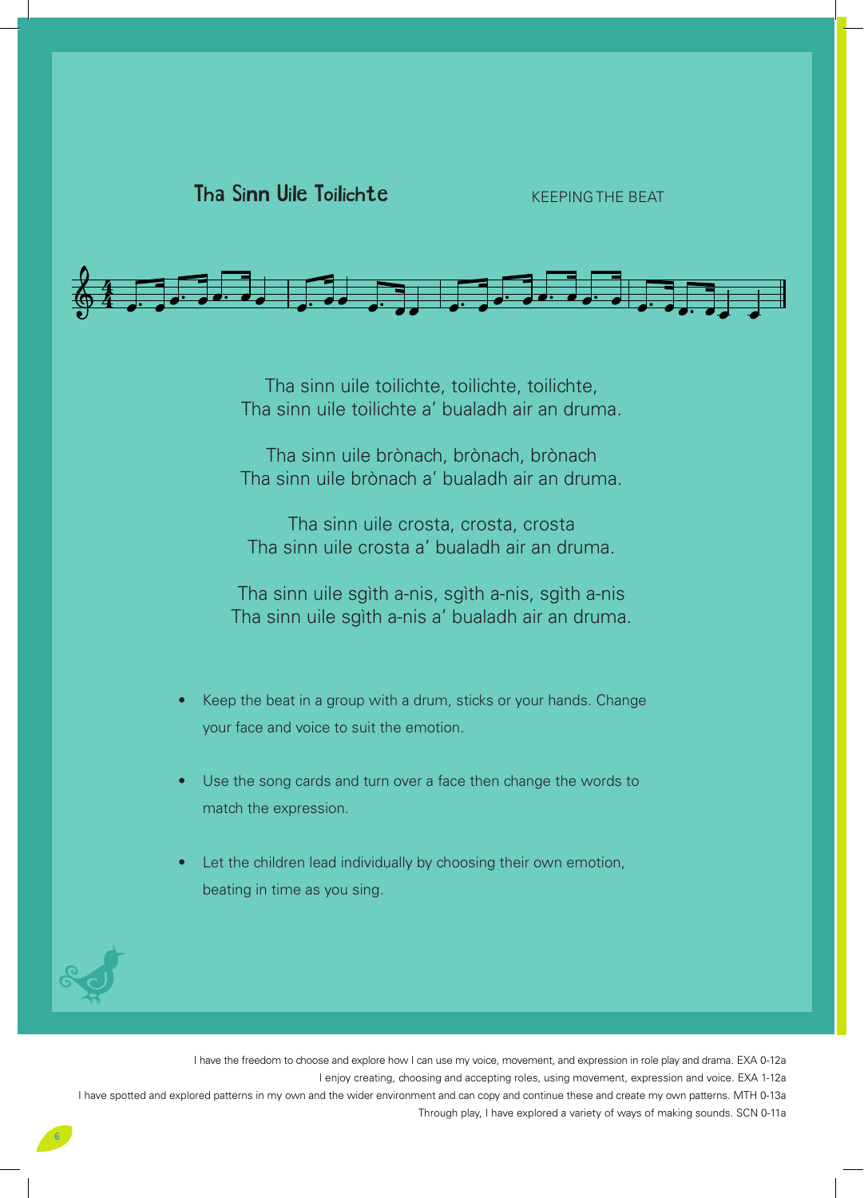## Tha Sinn Uile Toilichte

KEEPING THE BEAT

Tha sinn uile toilichte, toilichte, toilichte,
Tha sinn uile toilichte a' bualadh air an druma.

Tha sinn uile brònach, brònach, brònach
Tha sinn uile brònach a' bualadh air an druma.

Tha sinn uile crosta, crosta, crosta
Tha sinn uile crosta a' bualadh air an druma.

Tha sinn uile sgìth a-nis, sgìth a-nis, sgìth a-nis
Tha sinn uile sgìth a-nis a' bualadh air an druma.

- Keep the beat in a group with a drum, sticks or your hands. Change your face and voice to suit the emotion.
- Use the song cards and turn over a face then change the words to match the expression.
- Let the children lead individually by choosing their own emotion, beating in time as you sing.

I have the freedom to choose and explore how I can use my voice, movement, and expression in role play and drama. EXA 0-12a
I enjoy creating, choosing and accepting roles, using movement, expression and voice. EXA 1-12a
I have spotted and explored patterns in my own and the wider environment and can copy and continue these and create my own patterns. MTH 0-13a
Through play, I have explored a variety of ways of making sounds. SCN 0-11a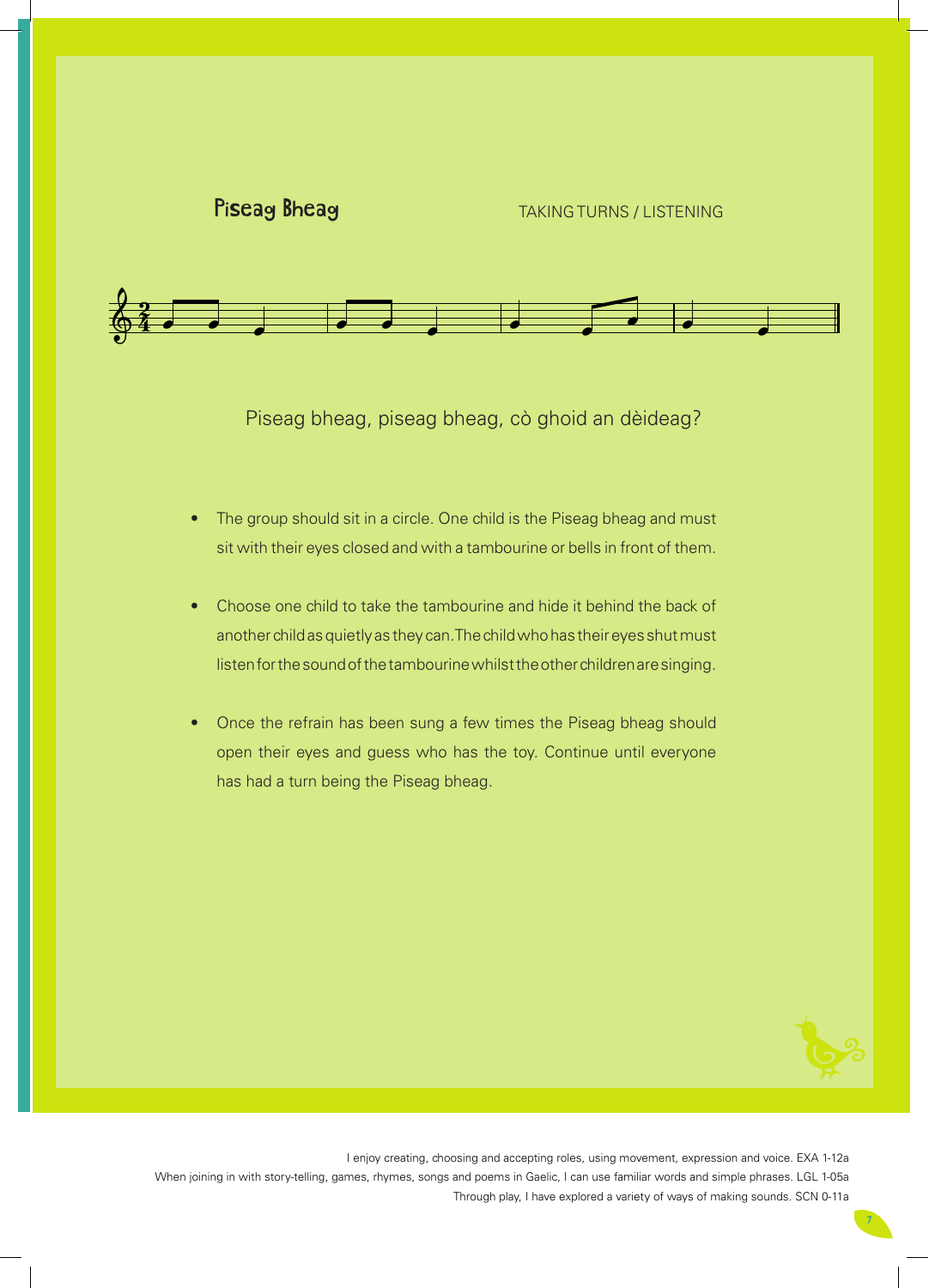## Piseag Bheag

TAKING TURNS / LISTENING

Piseag bheag, piseag bheag, cò ghoid an dèideag?

- The group should sit in a circle. One child is the Piseag bheag and must sit with their eyes closed and with a tambourine or bells in front of them.
- Choose one child to take the tambourine and hide it behind the back of another child as quietly as they can. The child who has their eyes shut must listen for the sound of the tambourine whilst the other children are singing.
- Once the refrain has been sung a few times the Piseag bheag should open their eyes and guess who has the toy. Continue until everyone has had a turn being the Piseag bheag.

I enjoy creating, choosing and accepting roles, using movement, expression and voice. EXA 1-12a
When joining in with story-telling, games, rhymes, songs and poems in Gaelic, I can use familiar words and simple phrases. LGL 1-05a
Through play, I have explored a variety of ways of making sounds. SCN 0-11a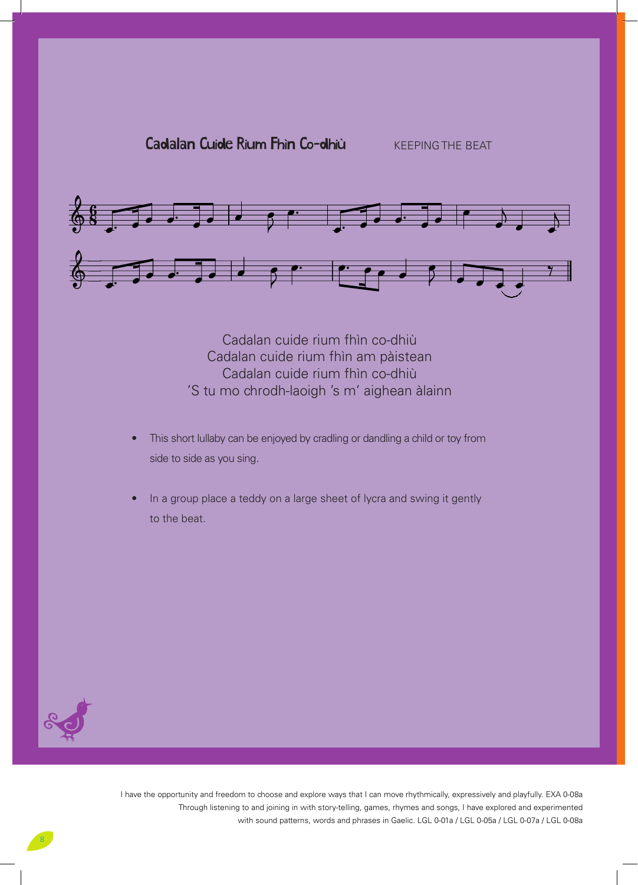## Cadalan Cuide Rium Fhìn Co-dhiù

KEEPING THE BEAT

Cadalan cuide rium fhìn co-dhiù
Cadalan cuide rium fhìn am pàistean
Cadalan cuide rium fhìn co-dhiù
'S tu mo chrodh-laoigh 's m' aighean àlainn

- This short lullaby can be enjoyed by cradling or dandling a child or toy from side to side as you sing.
- In a group place a teddy on a large sheet of lycra and swing it gently to the beat.

I have the opportunity and freedom to choose and explore ways that I can move rhythmically, expressively and playfully. EXA 0-08a
Through listening to and joining in with story-telling, games, rhymes and songs, I have explored and experimented with sound patterns, words and phrases in Gaelic. LGL 0-01a / LGL 0-05a / LGL 0-07a / LGL 0-08a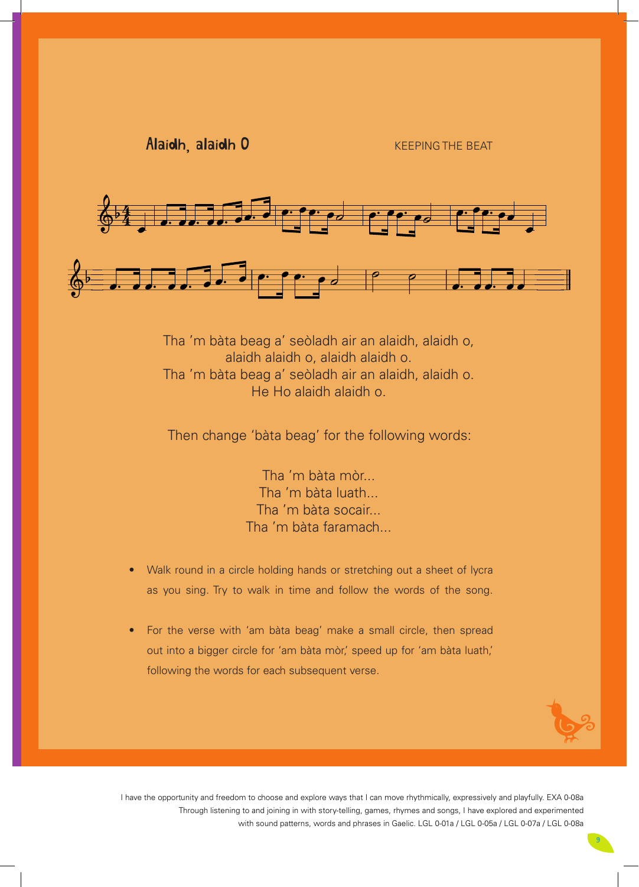## Alaidh, alaidh O

KEEPING THE BEAT

Tha 'm bàta beag a' seòladh air an alaidh, alaidh o,
alaidh alaidh o, alaidh alaidh o.
Tha 'm bàta beag a' seòladh air an alaidh, alaidh o.
He Ho alaidh alaidh o.

Then change 'bàta beag' for the following words:

Tha 'm bàta mòr...
Tha 'm bàta luath...
Tha 'm bàta socair...
Tha 'm bàta faramach...

- Walk round in a circle holding hands or stretching out a sheet of lycra as you sing. Try to walk in time and follow the words of the song.
- For the verse with 'am bàta beag' make a small circle, then spread out into a bigger circle for 'am bàta mòr,' speed up for 'am bàta luath,' following the words for each subsequent verse.

I have the opportunity and freedom to choose and explore ways that I can move rhythmically, expressively and playfully. EXA 0-08a
Through listening to and joining in with story-telling, games, rhymes and songs, I have explored and experimented with sound patterns, words and phrases in Gaelic. LGL 0-01a / LGL 0-05a / LGL 0-07a / LGL 0-08a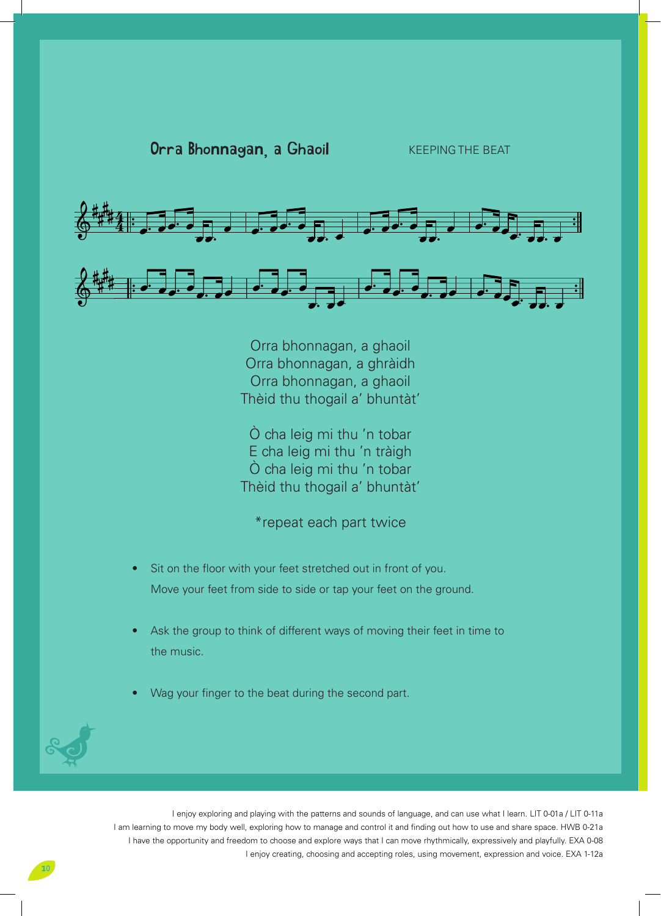## Orra Bhonnagan, a Ghaoil

KEEPING THE BEAT

Orra bhonnagan, a ghaoil
Orra bhonnagan, a ghràidh
Orra bhonnagan, a ghaoil
Thèid thu thogail a' bhuntàt'

Ò cha leig mi thu 'n tobar
E cha leig mi thu 'n tràigh
Ò cha leig mi thu 'n tobar
Thèid thu thogail a' bhuntàt'

*repeat each part twice

- Sit on the floor with your feet stretched out in front of you. Move your feet from side to side or tap your feet on the ground.
- Ask the group to think of different ways of moving their feet in time to the music.
- Wag your finger to the beat during the second part.

I enjoy exploring and playing with the patterns and sounds of language, and can use what I learn. LIT 0-01a / LIT 0-11a
I am learning to move my body well, exploring how to manage and control it and finding out how to use and share space. HWB 0-21a
I have the opportunity and freedom to choose and explore ways that I can move rhythmically, expressively and playfully. EXA 0-08
I enjoy creating, choosing and accepting roles, using movement, expression and voice. EXA 1-12a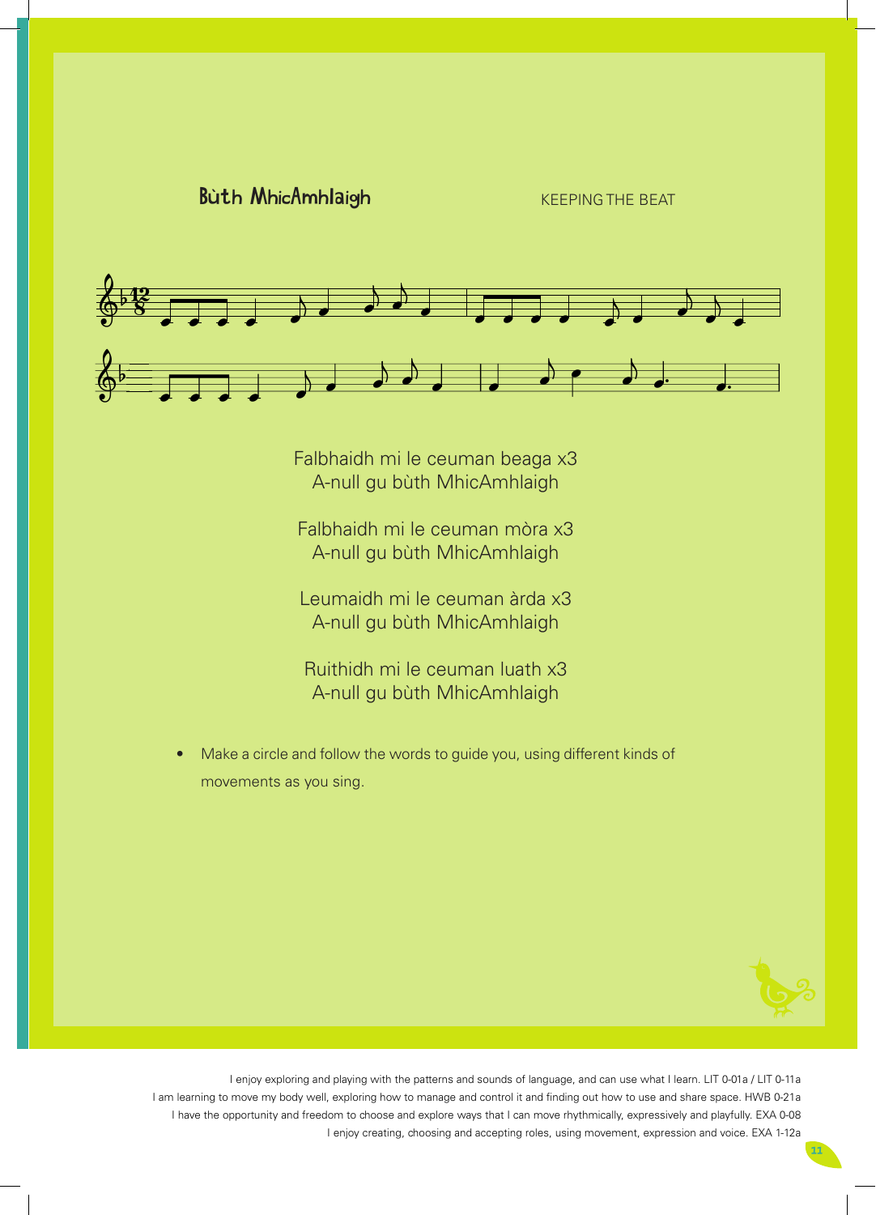## Bùth MhicAmhlaigh

KEEPING THE BEAT

Falbhaidh mi le ceuman beaga x3
A-null gu bùth MhicAmhlaigh

Falbhaidh mi le ceuman mòra x3
A-null gu bùth MhicAmhlaigh

Leumaidh mi le ceuman àrda x3
A-null gu bùth MhicAmhlaigh

Ruithidh mi le ceuman luath x3
A-null gu bùth MhicAmhlaigh

- Make a circle and follow the words to guide you, using different kinds of movements as you sing.

I enjoy exploring and playing with the patterns and sounds of language, and can use what I learn. LIT 0-01a / LIT 0-11a
I am learning to move my body well, exploring how to manage and control it and finding out how to use and share space. HWB 0-21a
I have the opportunity and freedom to choose and explore ways that I can move rhythmically, expressively and playfully. EXA 0-08
I enjoy creating, choosing and accepting roles, using movement, expression and voice. EXA 1-12a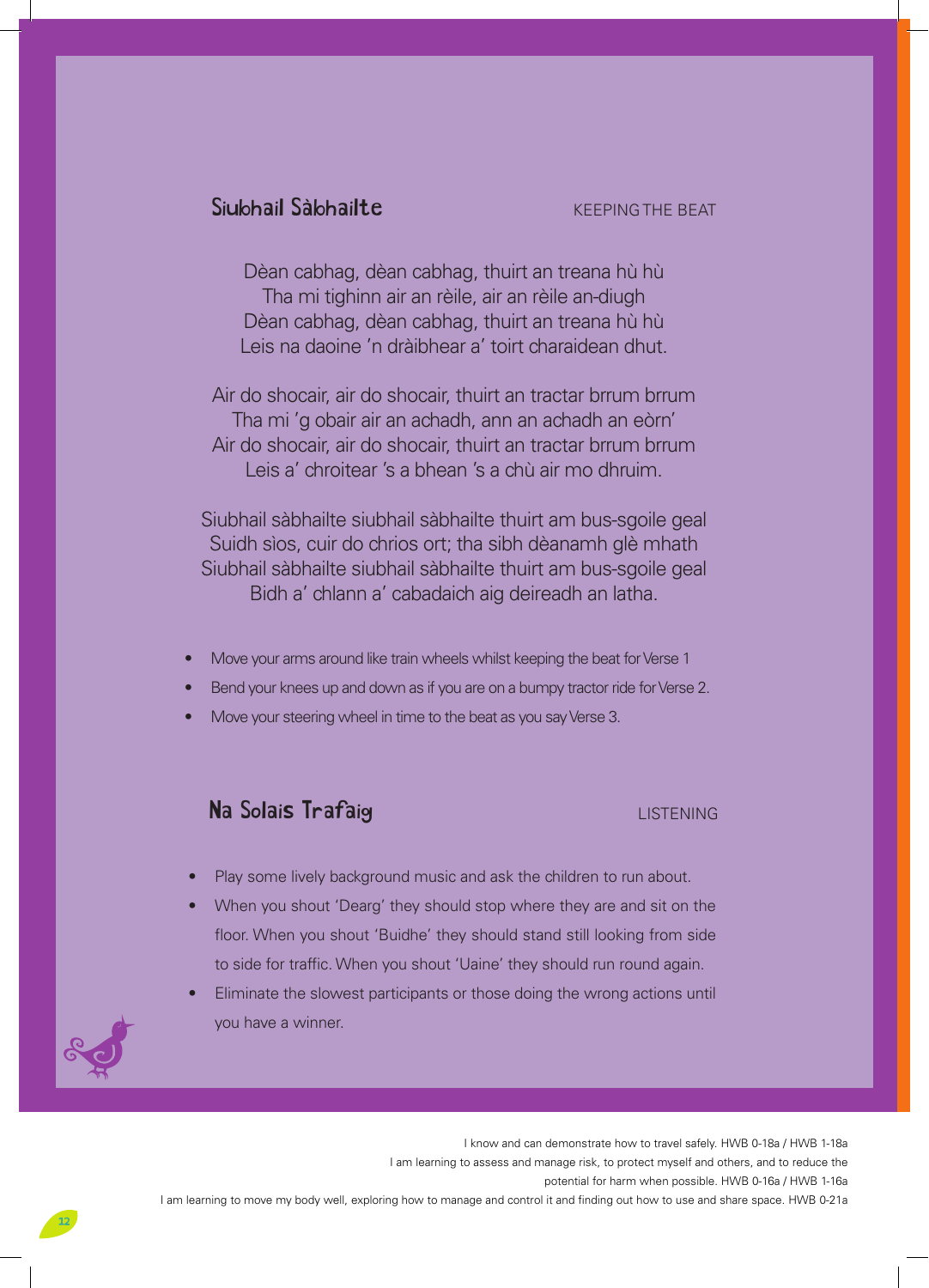## Siubhail Sàbhailte

KEEPING THE BEAT

Dèan cabhag, dèan cabhag, thuirt an treana hù hù
Tha mi tighinn air an rèile, air an rèile an-diugh
Dèan cabhag, dèan cabhag, thuirt an treana hù hù
Leis na daoine 'n dràibhear a' toirt charaidean dhut.

Air do shocair, air do shocair, thuirt an tractar brrum brrum
Tha mi 'g obair air an achadh, ann an achadh an eòrn'
Air do shocair, air do shocair, thuirt an tractar brrum brrum
Leis a' chroitear 's a bhean 's a chù air mo dhruim.

Siubhail sàbhailte siubhail sàbhailte thuirt am bus-sgoile geal
Suidh sìos, cuir do chrios ort; tha sibh dèanamh glè mhath
Siubhail sàbhailte siubhail sàbhailte thuirt am bus-sgoile geal
Bidh a' chlann a' cabadaich aig deireadh an latha.

- Move your arms around like train wheels whilst keeping the beat for Verse 1
- Bend your knees up and down as if you are on a bumpy tractor ride for Verse 2.
- Move your steering wheel in time to the beat as you say Verse 3.

## Na Solais Trafaig

LISTENING

- Play some lively background music and ask the children to run about.
- When you shout 'Dearg' they should stop where they are and sit on the floor. When you shout 'Buidhe' they should stand still looking from side to side for traffic. When you shout 'Uaine' they should run round again.
- Eliminate the slowest participants or those doing the wrong actions until you have a winner.

I know and can demonstrate how to travel safely. HWB 0-18a / HWB 1-18a
I am learning to assess and manage risk, to protect myself and others, and to reduce the potential for harm when possible. HWB 0-16a / HWB 1-16a
I am learning to move my body well, exploring how to manage and control it and finding out how to use and share space. HWB 0-21a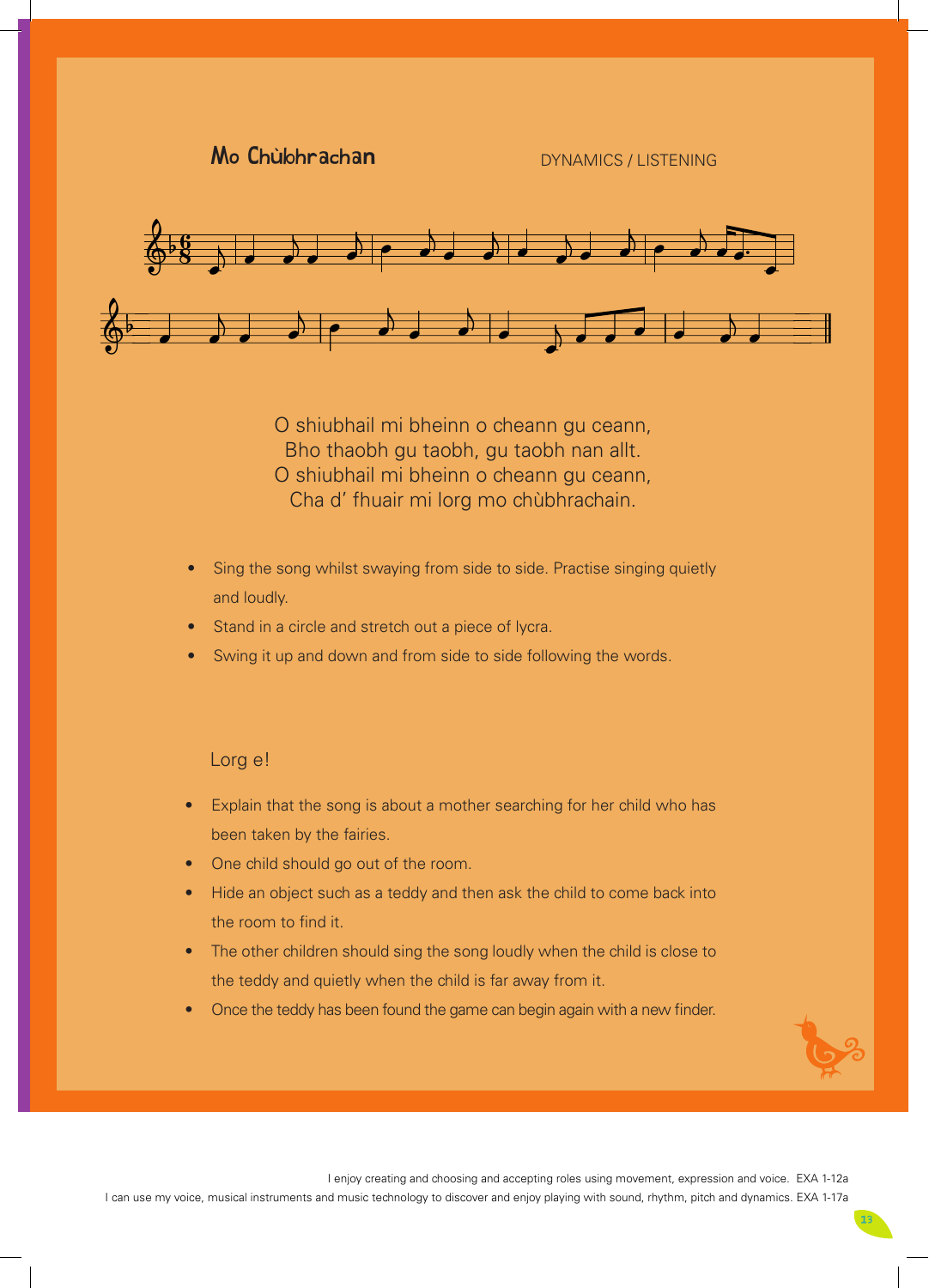## Mo Chùbhrachan

DYNAMICS / LISTENING

O shiubhail mi bheinn o cheann gu ceann,
Bho thaobh gu taobh, gu taobh nan allt.
O shiubhail mi bheinn o cheann gu ceann,
Cha d' fhuair mi lorg mo chùbhrachain.

- Sing the song whilst swaying from side to side. Practise singing quietly and loudly.
- Stand in a circle and stretch out a piece of lycra.
- Swing it up and down and from side to side following the words.

### Lorg e!

- Explain that the song is about a mother searching for her child who has been taken by the fairies.
- One child should go out of the room.
- Hide an object such as a teddy and then ask the child to come back into the room to find it.
- The other children should sing the song loudly when the child is close to the teddy and quietly when the child is far away from it.
- Once the teddy has been found the game can begin again with a new finder.

I enjoy creating and choosing and accepting roles using movement, expression and voice. EXA 1-12a
I can use my voice, musical instruments and music technology to discover and enjoy playing with sound, rhythm, pitch and dynamics. EXA 1-17a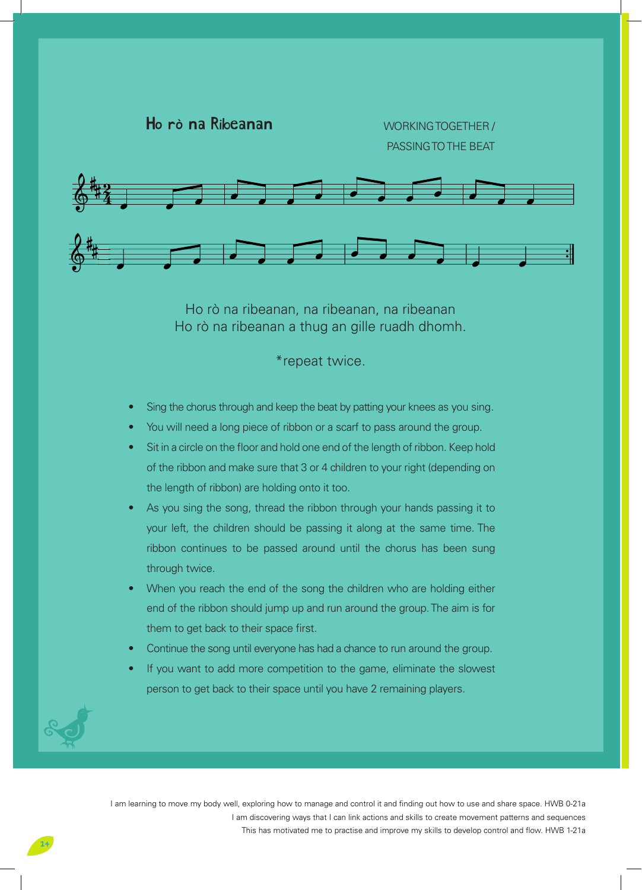## Ho rò na Ribeanan

WORKING TOGETHER / PASSING TO THE BEAT

Ho rò na ribeanan, na ribeanan, na ribeanan
Ho rò na ribeanan a thug an gille ruadh dhomh.

*repeat twice.

- Sing the chorus through and keep the beat by patting your knees as you sing.
- You will need a long piece of ribbon or a scarf to pass around the group.
- Sit in a circle on the floor and hold one end of the length of ribbon. Keep hold of the ribbon and make sure that 3 or 4 children to your right (depending on the length of ribbon) are holding onto it too.
- As you sing the song, thread the ribbon through your hands passing it to your left, the children should be passing it along at the same time. The ribbon continues to be passed around until the chorus has been sung through twice.
- When you reach the end of the song the children who are holding either end of the ribbon should jump up and run around the group. The aim is for them to get back to their space first.
- Continue the song until everyone has had a chance to run around the group.
- If you want to add more competition to the game, eliminate the slowest person to get back to their space until you have 2 remaining players.

I am learning to move my body well, exploring how to manage and control it and finding out how to use and share space. HWB 0-21a
I am discovering ways that I can link actions and skills to create movement patterns and sequences
This has motivated me to practise and improve my skills to develop control and flow. HWB 1-21a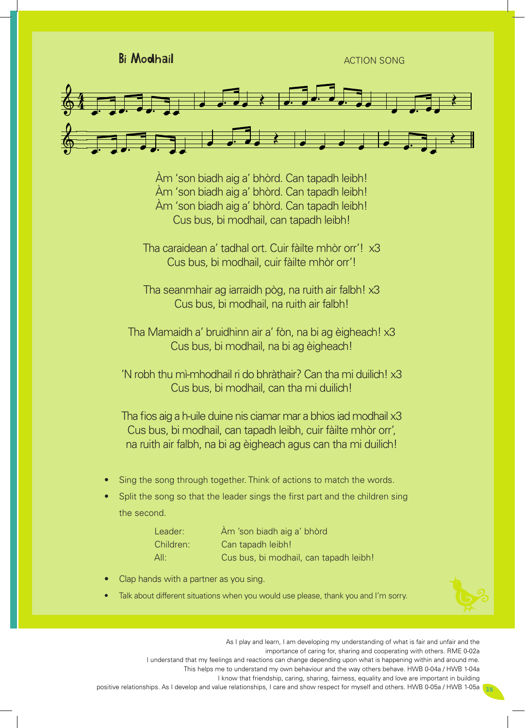## Bi Modhail

ACTION SONG

Àm 'son biadh aig a' bhòrd. Can tapadh leibh!
Àm 'son biadh aig a' bhòrd. Can tapadh leibh!
Àm 'son biadh aig a' bhòrd. Can tapadh leibh!
Cus bus, bi modhail, can tapadh leibh!

Tha caraidean a' tadhal ort. Cuir fàilte mhòr orr'! x3
Cus bus, bi modhail, cuir fàilte mhòr orr'!

Tha seanmhair ag iarraidh pòg, na ruith air falbh! x3
Cus bus, bi modhail, na ruith air falbh!

Tha Mamaidh a' bruidhinn air a' fòn, na bi ag èigheach! x3
Cus bus, bi modhail, na bi ag èigheach!

'N robh thu mì-mhodhail ri do bhràthair? Can tha mi duilich! x3
Cus bus, bi modhail, can tha mi duilich!

Tha fios aig a h-uile duine nis ciamar mar a bhios iad modhail x3
Cus bus, bi modhail, can tapadh leibh, cuir fàilte mhòr orr',
na ruith air falbh, na bi ag èigheach agus can tha mi duilich!

- Sing the song through together. Think of actions to match the words.
- Split the song so that the leader sings the first part and the children sing the second.

| | |
|---|---|
| Leader: | Àm 'son biadh aig a' bhòrd |
| Children: | Can tapadh leibh! |
| All: | Cus bus, bi modhail, can tapadh leibh! |

- Clap hands with a partner as you sing.
- Talk about different situations when you would use please, thank you and I'm sorry.

As I play and learn, I am developing my understanding of what is fair and unfair and the importance of caring for, sharing and cooperating with others. RME 0-02a

I understand that my feelings and reactions can change depending upon what is happening within and around me. This helps me to understand my own behaviour and the way others behave. HWB 0-04a / HWB 1-04a

I know that friendship, caring, sharing, fairness, equality and love are important in building positive relationships. As I develop and value relationships, I care and show respect for myself and others. HWB 0-05a / HWB 1-05a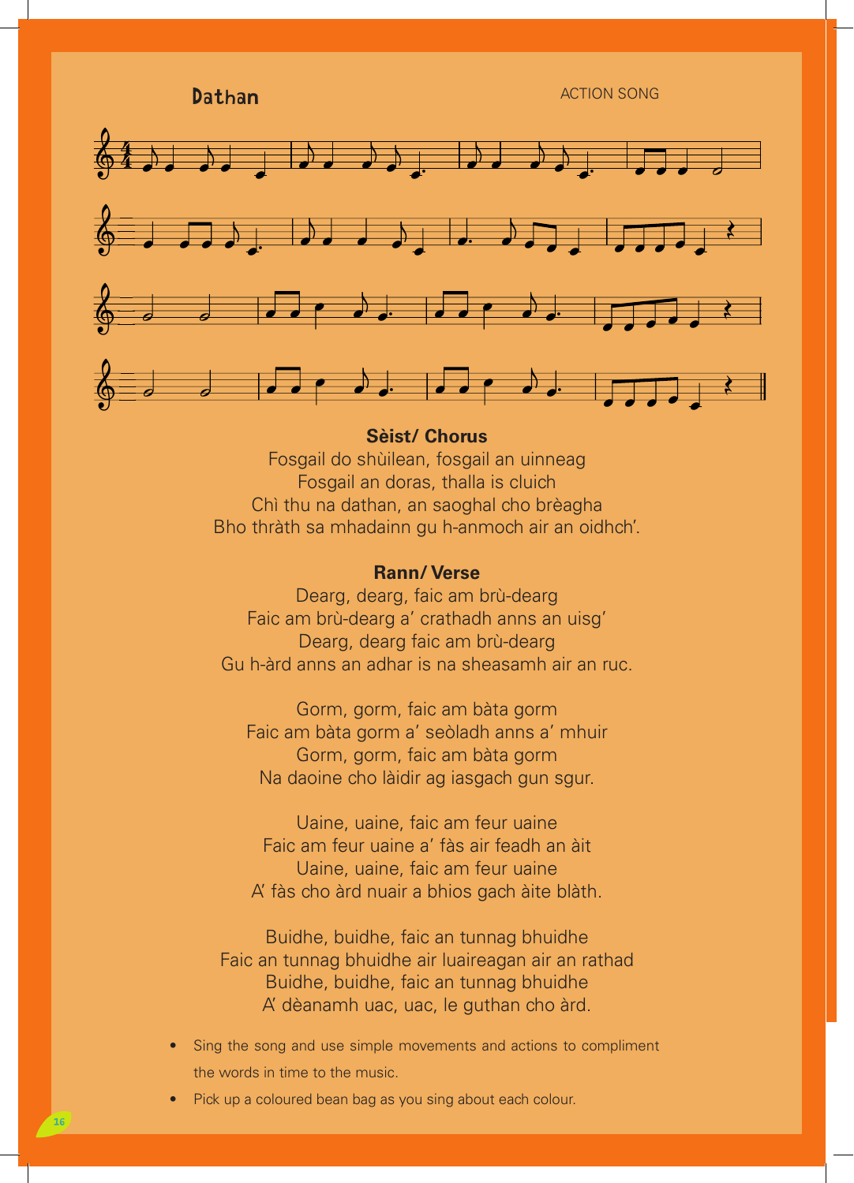## Dathan

ACTION SONG

**Sèist/ Chorus**

Fosgail do shùilean, fosgail an uinneag
Fosgail an doras, thalla is cluich
Chì thu na dathan, an saoghal cho brèagha
Bho thràth sa mhadainn gu h-anmoch air an oidhch'.

**Rann/ Verse**

Dearg, dearg, faic am brù-dearg
Faic am brù-dearg a' crathadh anns an uisg'
Dearg, dearg faic am brù-dearg
Gu h-àrd anns an adhar is na sheasamh air an ruc.

Gorm, gorm, faic am bàta gorm
Faic am bàta gorm a' seòladh anns a' mhuir
Gorm, gorm, faic am bàta gorm
Na daoine cho làidir ag iasgach gun sgur.

Uaine, uaine, faic am feur uaine
Faic am feur uaine a' fàs air feadh an àit
Uaine, uaine, faic am feur uaine
A' fàs cho àrd nuair a bhios gach àite blàth.

Buidhe, buidhe, faic an tunnag bhuidhe
Faic an tunnag bhuidhe air luaireagan air an rathad
Buidhe, buidhe, faic an tunnag bhuidhe
A' dèanamh uac, uac, le guthan cho àrd.

- Sing the song and use simple movements and actions to compliment the words in time to the music.
- Pick up a coloured bean bag as you sing about each colour.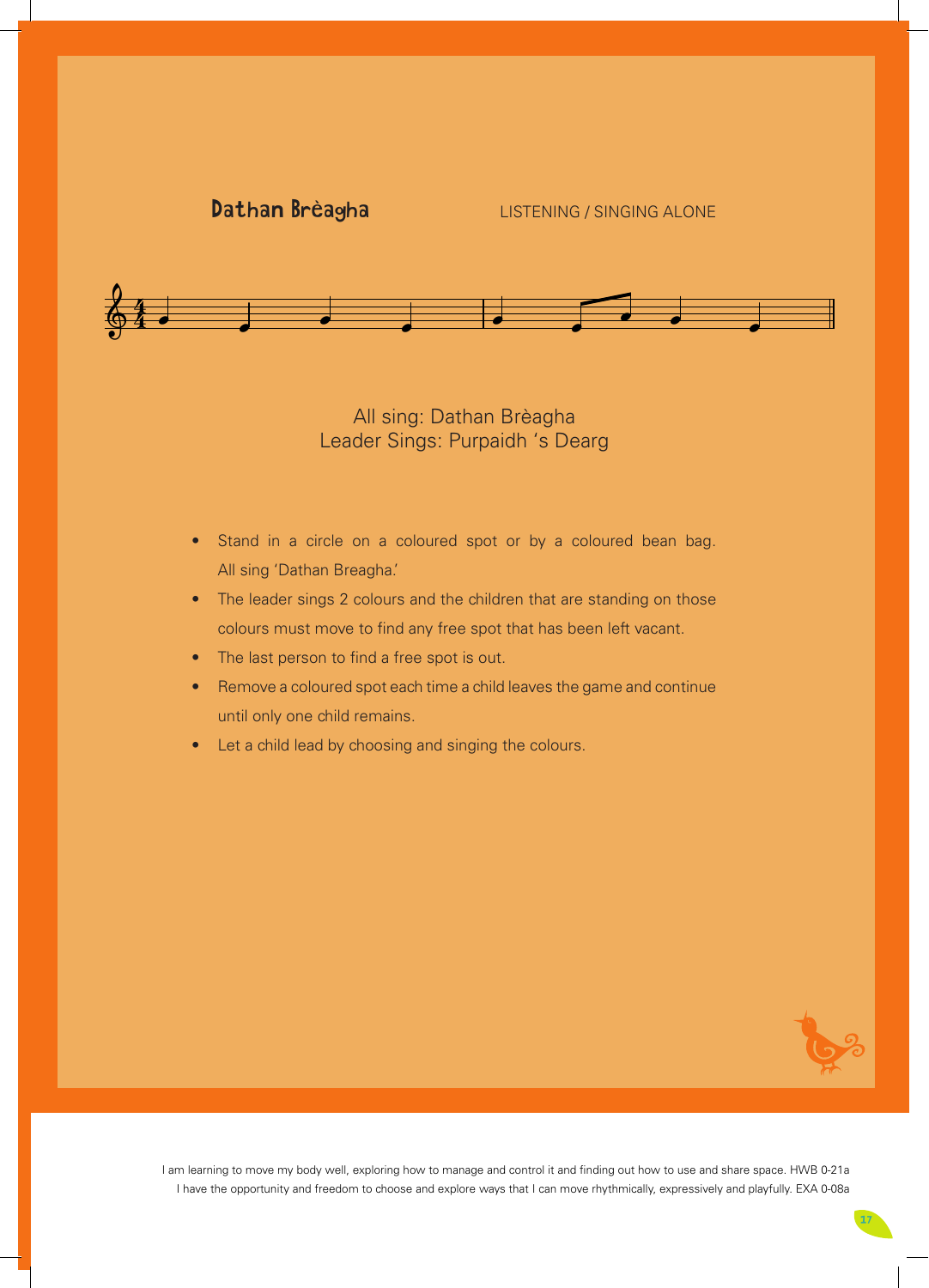## Dathan Brèagha

LISTENING / SINGING ALONE

All sing: Dathan Brèagha
Leader Sings: Purpaidh 's Dearg

- Stand in a circle on a coloured spot or by a coloured bean bag. All sing 'Dathan Breagha.'
- The leader sings 2 colours and the children that are standing on those colours must move to find any free spot that has been left vacant.
- The last person to find a free spot is out.
- Remove a coloured spot each time a child leaves the game and continue until only one child remains.
- Let a child lead by choosing and singing the colours.

I am learning to move my body well, exploring how to manage and control it and finding out how to use and share space. HWB 0-21a
I have the opportunity and freedom to choose and explore ways that I can move rhythmically, expressively and playfully. EXA 0-08a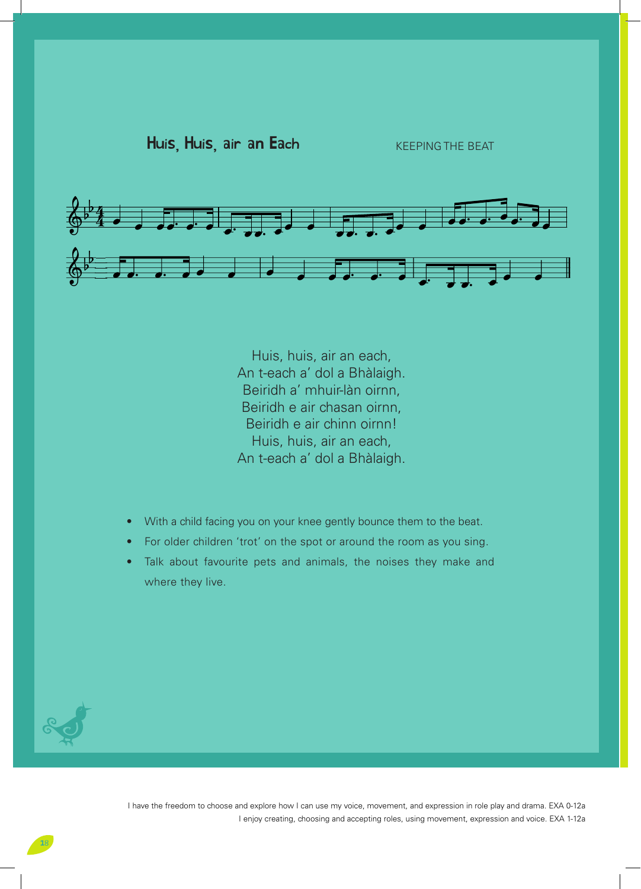## Huis, Huis, air an Each

KEEPING THE BEAT

Huis, huis, air an each,
An t-each a' dol a Bhàlaigh.
Beiridh a' mhuir-làn oirnn,
Beiridh e air chasan oirnn,
Beiridh e air chinn oirnn!
Huis, huis, air an each,
An t-each a' dol a Bhàlaigh.

- With a child facing you on your knee gently bounce them to the beat.
- For older children 'trot' on the spot or around the room as you sing.
- Talk about favourite pets and animals, the noises they make and where they live.

I have the freedom to choose and explore how I can use my voice, movement, and expression in role play and drama. EXA 0-12a
I enjoy creating, choosing and accepting roles, using movement, expression and voice. EXA 1-12a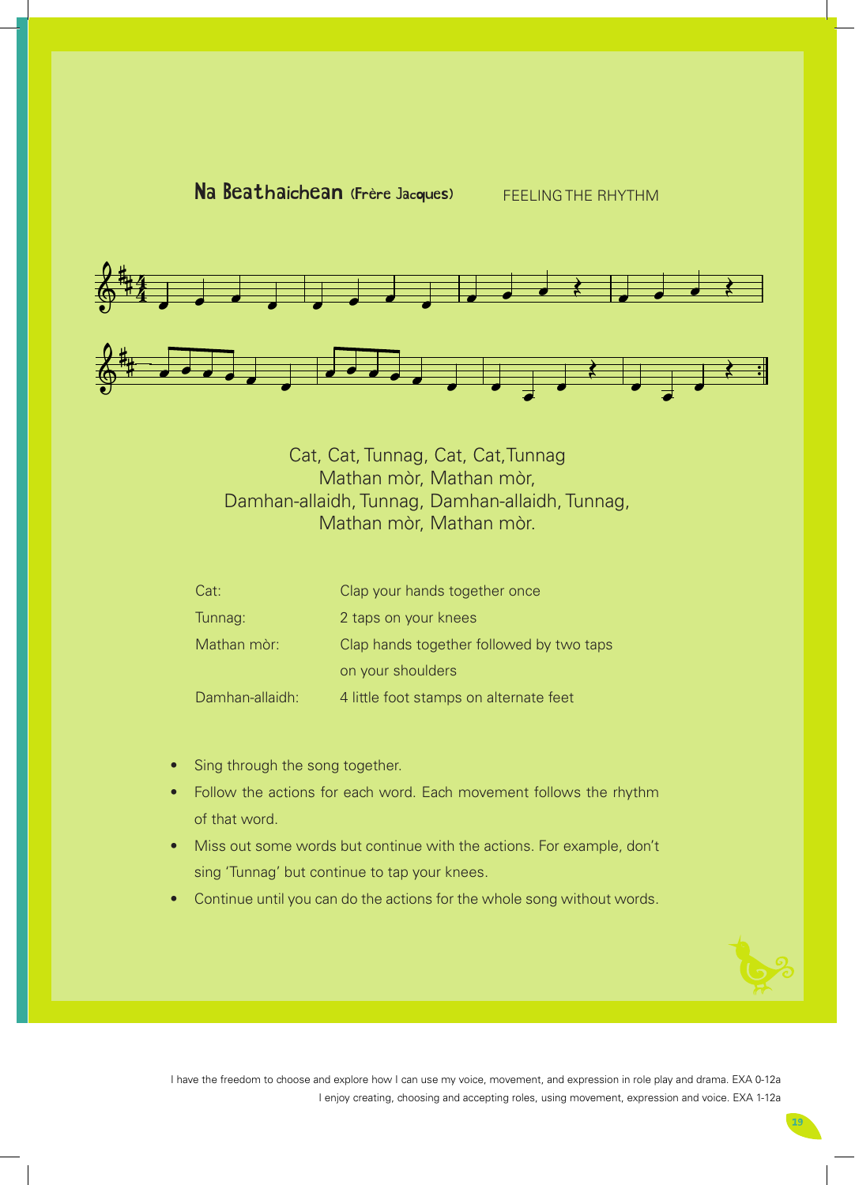## Na Beathaichean (Frère Jacques)

FEELING THE RHYTHM

Cat, Cat, Tunnag, Cat, Cat, Tunnag
Mathan mòr, Mathan mòr,
Damhan-allaidh, Tunnag, Damhan-allaidh, Tunnag,
Mathan mòr, Mathan mòr.

| | |
|---|---|
| Cat: | Clap your hands together once |
| Tunnag: | 2 taps on your knees |
| Mathan mòr: | Clap hands together followed by two taps on your shoulders |
| Damhan-allaidh: | 4 little foot stamps on alternate feet |

- Sing through the song together.
- Follow the actions for each word. Each movement follows the rhythm of that word.
- Miss out some words but continue with the actions. For example, don't sing 'Tunnag' but continue to tap your knees.
- Continue until you can do the actions for the whole song without words.

I have the freedom to choose and explore how I can use my voice, movement, and expression in role play and drama. EXA 0-12a
I enjoy creating, choosing and accepting roles, using movement, expression and voice. EXA 1-12a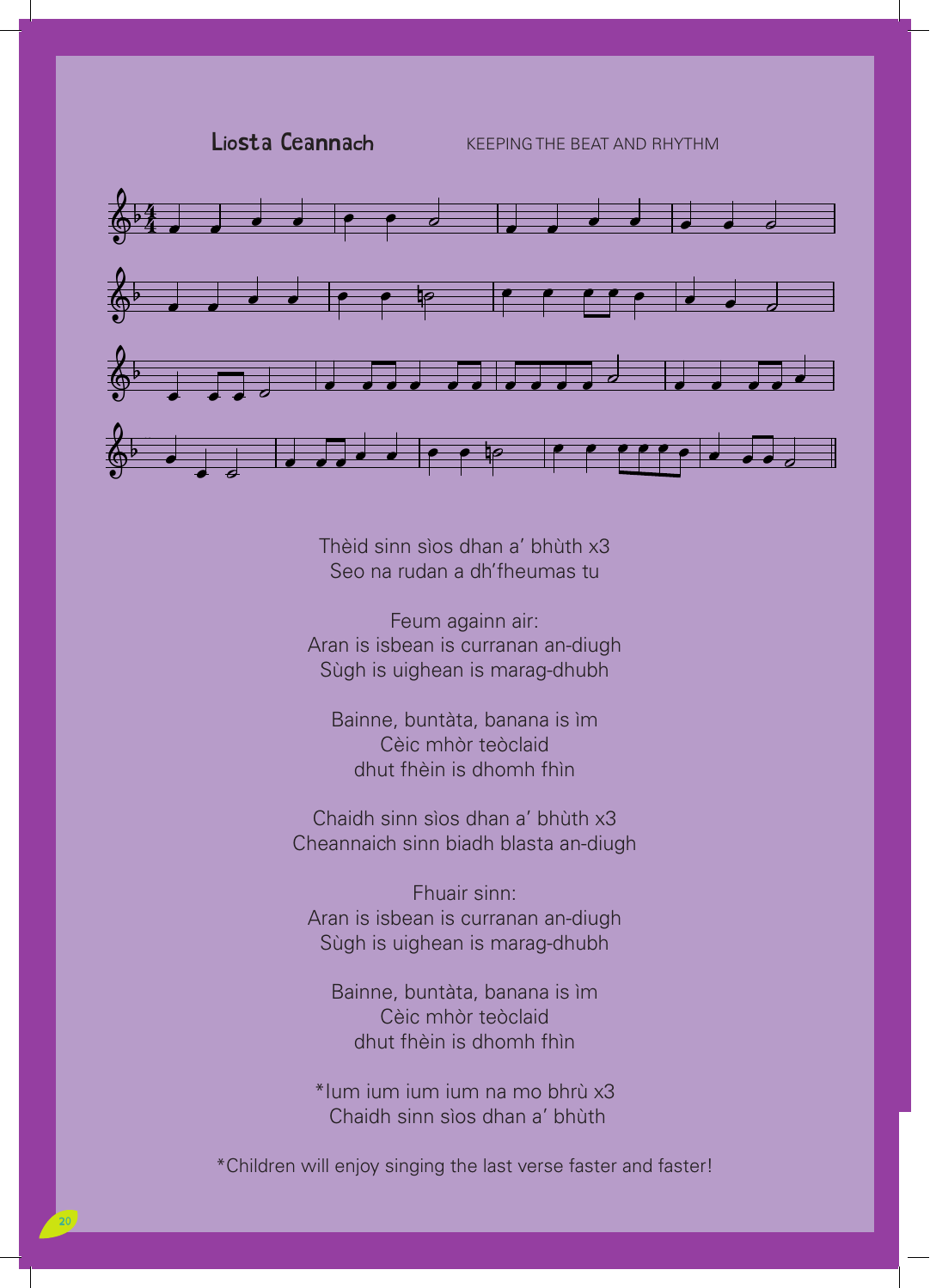## Liosta Ceannach

KEEPING THE BEAT AND RHYTHM

Thèid sinn sìos dhan a' bhùth x3
Seo na rudan a dh'fheumas tu

Feum againn air:
Aran is isbean is curranan an-diugh
Sùgh is uighean is marag-dhubh

Bainne, buntàta, banana is ìm
Cèic mhòr teòclaid
dhut fhèin is dhomh fhìn

Chaidh sinn sìos dhan a' bhùth x3
Cheannaich sinn biadh blasta an-diugh

Fhuair sinn:
Aran is isbean is curranan an-diugh
Sùgh is uighean is marag-dhubh

Bainne, buntàta, banana is ìm
Cèic mhòr teòclaid
dhut fhèin is dhomh fhìn

*Ium ium ium ium na mo bhrù x3
Chaidh sinn sìos dhan a' bhùth

*Children will enjoy singing the last verse faster and faster!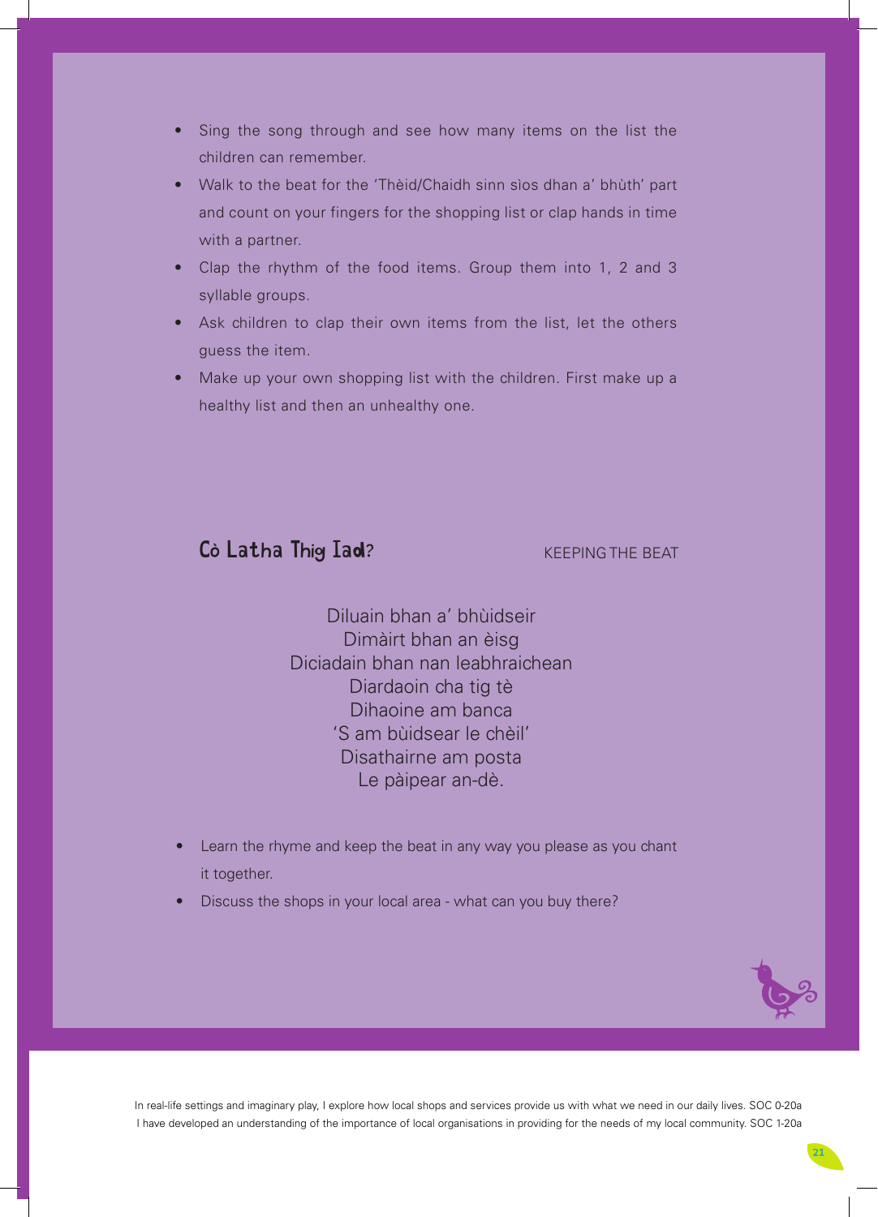- Sing the song through and see how many items on the list the children can remember.
- Walk to the beat for the 'Thèid/Chaidh sinn sìos dhan a' bhùth' part and count on your fingers for the shopping list or clap hands in time with a partner.
- Clap the rhythm of the food items. Group them into 1, 2 and 3 syllable groups.
- Ask children to clap their own items from the list, let the others guess the item.
- Make up your own shopping list with the children. First make up a healthy list and then an unhealthy one.

## Cò Latha Thig Iad?

KEEPING THE BEAT

Diluain bhan a' bhùidseir
Dimàirt bhan an èisg
Diciadain bhan nan leabhraichean
Diardaoin cha tig tè
Dihaoine am banca
'S am bùidsear le chèil'
Disathairne am posta
Le pàipear an-dè.

- Learn the rhyme and keep the beat in any way you please as you chant it together.
- Discuss the shops in your local area - what can you buy there?

In real-life settings and imaginary play, I explore how local shops and services provide us with what we need in our daily lives. SOC 0-20a
I have developed an understanding of the importance of local organisations in providing for the needs of my local community. SOC 1-20a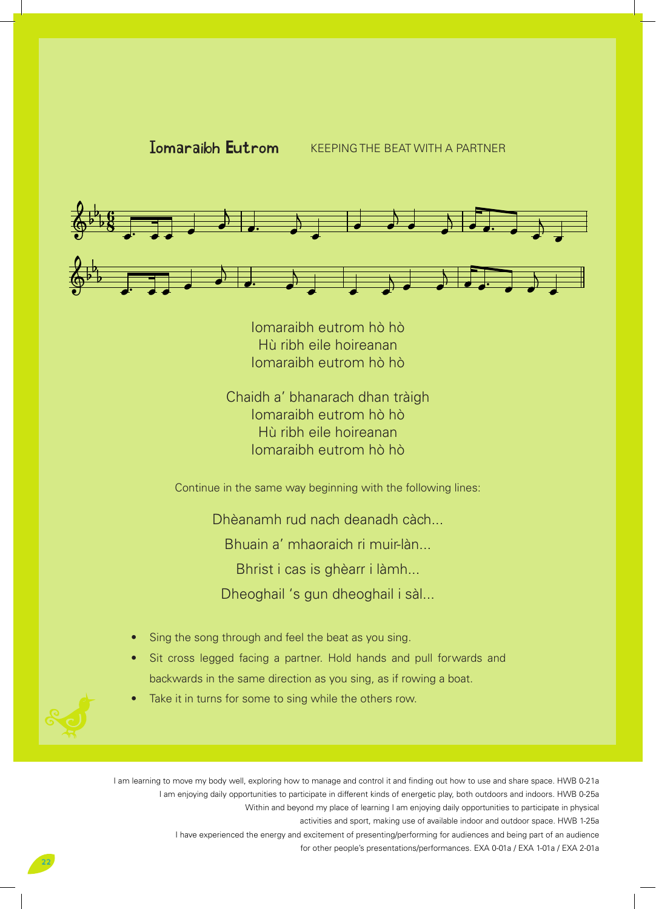## Iomaraibh Eutrom — KEEPING THE BEAT WITH A PARTNER

Iomaraibh eutrom hò hò
Hù ribh eile hoireanan
Iomaraibh eutrom hò hò

Chaidh a' bhanarach dhan tràigh
Iomaraibh eutrom hò hò
Hù ribh eile hoireanan
Iomaraibh eutrom hò hò

Continue in the same way beginning with the following lines:

Dhèanamh rud nach deanadh càch...

Bhuain a' mhaoraich ri muir-làn...

Bhrist i cas is ghèarr i làmh...

Dheoghail 's gun dheoghail i sàl...

- Sing the song through and feel the beat as you sing.
- Sit cross legged facing a partner. Hold hands and pull forwards and backwards in the same direction as you sing, as if rowing a boat.
- Take it in turns for some to sing while the others row.

I am learning to move my body well, exploring how to manage and control it and finding out how to use and share space. HWB 0-21a
I am enjoying daily opportunities to participate in different kinds of energetic play, both outdoors and indoors. HWB 0-25a
Within and beyond my place of learning I am enjoying daily opportunities to participate in physical activities and sport, making use of available indoor and outdoor space. HWB 1-25a
I have experienced the energy and excitement of presenting/performing for audiences and being part of an audience for other people's presentations/performances. EXA 0-01a / EXA 1-01a / EXA 2-01a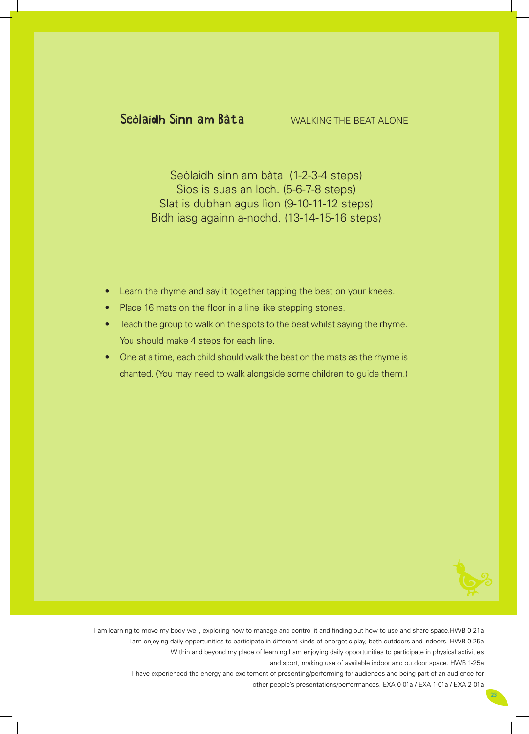## Seòlaidh Sinn am Bàta

WALKING THE BEAT ALONE

Seòlaidh sinn am bàta (1-2-3-4 steps)
Sìos is suas an loch. (5-6-7-8 steps)
Slat is dubhan agus lìon (9-10-11-12 steps)
Bidh iasg againn a-nochd. (13-14-15-16 steps)

- Learn the rhyme and say it together tapping the beat on your knees.
- Place 16 mats on the floor in a line like stepping stones.
- Teach the group to walk on the spots to the beat whilst saying the rhyme. You should make 4 steps for each line.
- One at a time, each child should walk the beat on the mats as the rhyme is chanted. (You may need to walk alongside some children to guide them.)

I am learning to move my body well, exploring how to manage and control it and finding out how to use and share space. HWB 0-21a
I am enjoying daily opportunities to participate in different kinds of energetic play, both outdoors and indoors. HWB 0-25a
Within and beyond my place of learning I am enjoying daily opportunities to participate in physical activities and sport, making use of available indoor and outdoor space. HWB 1-25a
I have experienced the energy and excitement of presenting/performing for audiences and being part of an audience for other people's presentations/performances. EXA 0-01a / EXA 1-01a / EXA 2-01a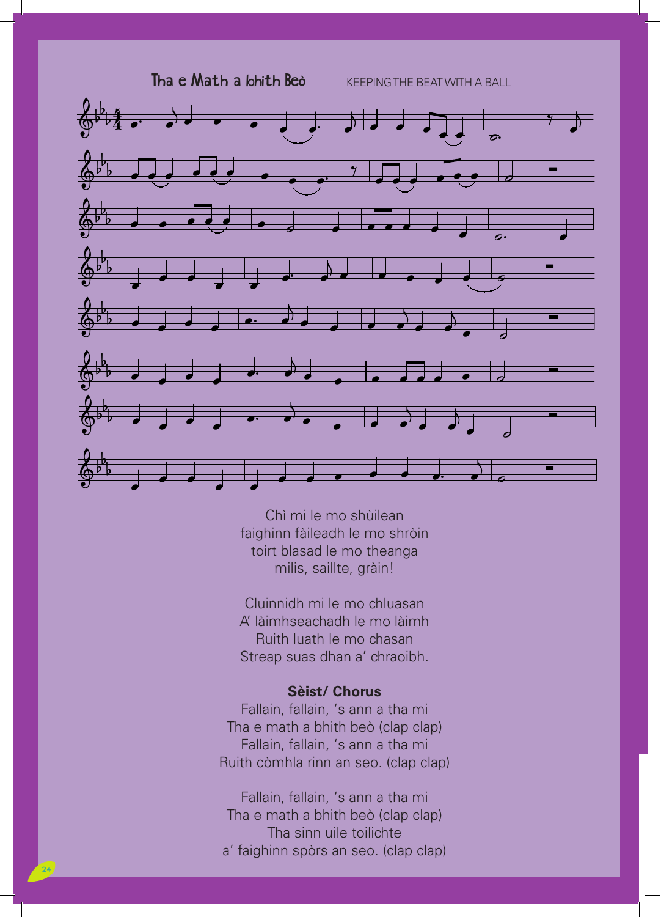## Tha e Math a bhith Beò

KEEPING THE BEAT WITH A BALL

Chì mi le mo shùilean
faighinn fàileadh le mo shròin
toirt blasad le mo theanga
milis, saillte, gràin!

Cluinnidh mi le mo chluasan
A' làimhseachadh le mo làimh
Ruith luath le mo chasan
Streap suas dhan a' chraoibh.

**Sèist/ Chorus**
Fallain, fallain, 's ann a tha mi
Tha e math a bhith beò (clap clap)
Fallain, fallain, 's ann a tha mi
Ruith còmhla rinn an seo. (clap clap)

Fallain, fallain, 's ann a tha mi
Tha e math a bhith beò (clap clap)
Tha sinn uile toilichte
a' faighinn spòrs an seo. (clap clap)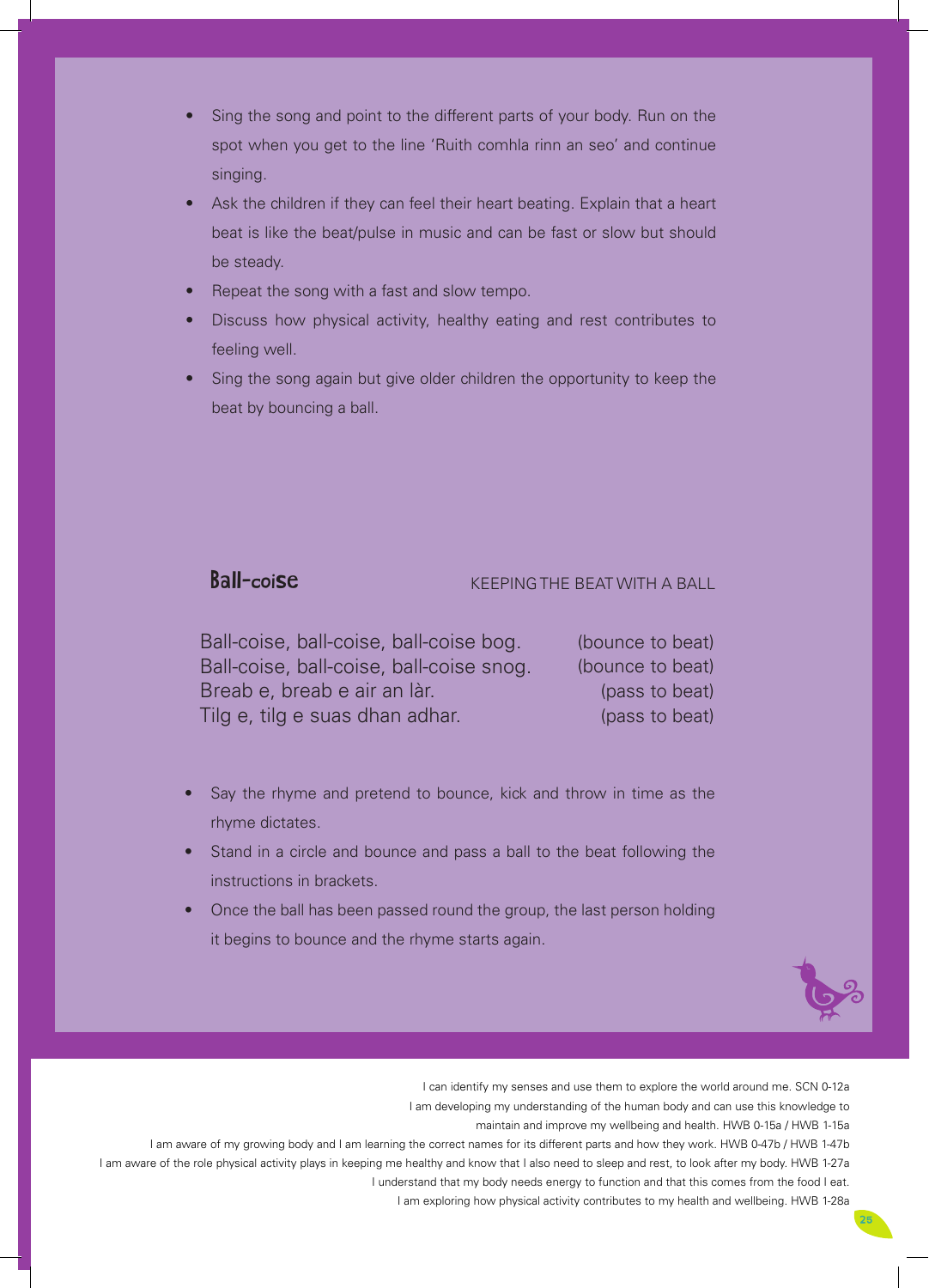- Sing the song and point to the different parts of your body. Run on the spot when you get to the line 'Ruith comhla rinn an seo' and continue singing.
- Ask the children if they can feel their heart beating. Explain that a heart beat is like the beat/pulse in music and can be fast or slow but should be steady.
- Repeat the song with a fast and slow tempo.
- Discuss how physical activity, healthy eating and rest contributes to feeling well.
- Sing the song again but give older children the opportunity to keep the beat by bouncing a ball.

## Ball-coise

KEEPING THE BEAT WITH A BALL

| | |
|---|---|
| Ball-coise, ball-coise, ball-coise bog. | (bounce to beat) |
| Ball-coise, ball-coise, ball-coise snog. | (bounce to beat) |
| Breab e, breab e air an làr. | (pass to beat) |
| Tilg e, tilg e suas dhan adhar. | (pass to beat) |

- Say the rhyme and pretend to bounce, kick and throw in time as the rhyme dictates.
- Stand in a circle and bounce and pass a ball to the beat following the instructions in brackets.
- Once the ball has been passed round the group, the last person holding it begins to bounce and the rhyme starts again.

I can identify my senses and use them to explore the world around me. SCN 0-12a
I am developing my understanding of the human body and can use this knowledge to maintain and improve my wellbeing and health. HWB 0-15a / HWB 1-15a
I am aware of my growing body and I am learning the correct names for its different parts and how they work. HWB 0-47b / HWB 1-47b
I am aware of the role physical activity plays in keeping me healthy and know that I also need to sleep and rest, to look after my body. HWB 1-27a
I understand that my body needs energy to function and that this comes from the food I eat.
I am exploring how physical activity contributes to my health and wellbeing. HWB 1-28a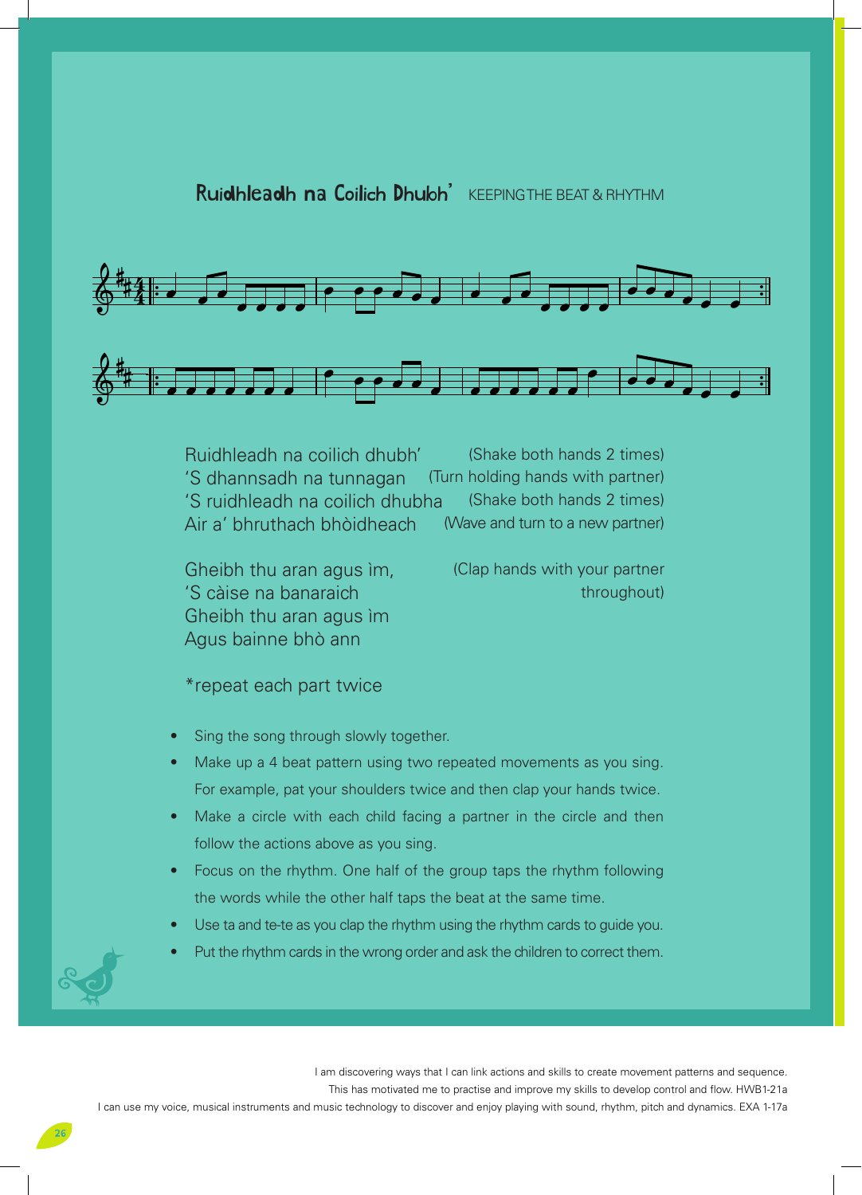## Ruidhleadh na Coilich Dhubh' KEEPING THE BEAT & RHYTHM

| | |
|---|---|
| Ruidhleadh na coilich dhubh' | (Shake both hands 2 times) |
| 'S dhannsadh na tunnagan | (Turn holding hands with partner) |
| 'S ruidhleadh na coilich dhubha | (Shake both hands 2 times) |
| Air a' bhruthach bhòidheach | (Wave and turn to a new partner) |

Gheibh thu aran agus ìm,
'S càise na banaraich
Gheibh thu aran agus ìm
Agus bainne bhò ann

(Clap hands with your partner throughout)

*repeat each part twice

- Sing the song through slowly together.
- Make up a 4 beat pattern using two repeated movements as you sing. For example, pat your shoulders twice and then clap your hands twice.
- Make a circle with each child facing a partner in the circle and then follow the actions above as you sing.
- Focus on the rhythm. One half of the group taps the rhythm following the words while the other half taps the beat at the same time.
- Use ta and te-te as you clap the rhythm using the rhythm cards to guide you.
- Put the rhythm cards in the wrong order and ask the children to correct them.

I am discovering ways that I can link actions and skills to create movement patterns and sequence. This has motivated me to practise and improve my skills to develop control and flow. HWB1-21a

I can use my voice, musical instruments and music technology to discover and enjoy playing with sound, rhythm, pitch and dynamics. EXA 1-17a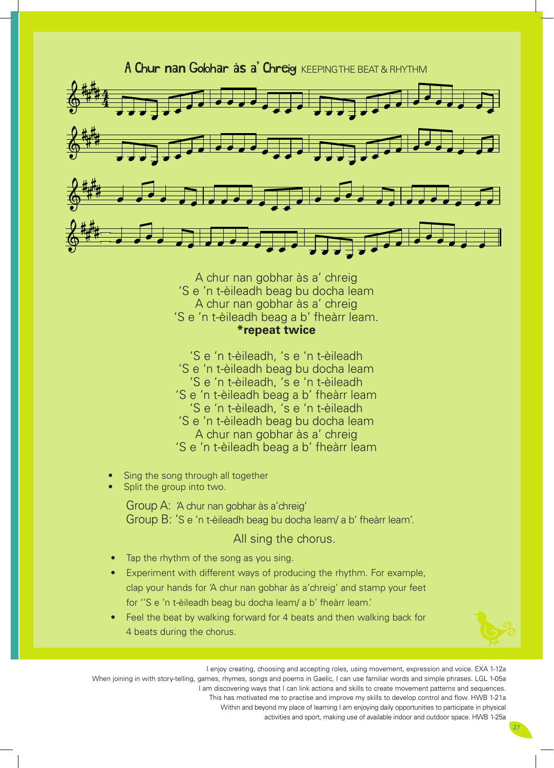## A Chur nan Gobhar às a' Chreig KEEPING THE BEAT & RHYTHM

A chur nan gobhar às a' chreig
'S e 'n t-èileadh beag bu docha leam
A chur nan gobhar às a' chreig
'S e 'n t-èileadh beag a b' fheàrr leam.
**\*repeat twice**

'S e 'n t-èileadh, 's e 'n t-èileadh
'S e 'n t-èileadh beag bu docha leam
'S e 'n t-èileadh, 's e 'n t-èileadh
'S e 'n t-èileadh beag a b' fheàrr leam
'S e 'n t-èileadh, 's e 'n t-èileadh
'S e 'n t-èileadh beag bu docha leam
A chur nan gobhar às a' chreig
'S e 'n t-èileadh beag a b' fheàrr leam

- Sing the song through all together
- Split the group into two.

Group A: 'A chur nan gobhar às a'chreig'
Group B: 'S e 'n t-èileadh beag bu docha leam/ a b' fheàrr leam'.

All sing the chorus.

- Tap the rhythm of the song as you sing.
- Experiment with different ways of producing the rhythm. For example, clap your hands for 'A chur nan gobhar às a'chreig' and stamp your feet for ''S e 'n t-èileadh beag bu docha leam/ a b' fheàrr leam.'
- Feel the beat by walking forward for 4 beats and then walking back for 4 beats during the chorus.

I enjoy creating, choosing and accepting roles, using movement, expression and voice. EXA 1-12a
When joining in with story-telling, games, rhymes, songs and poems in Gaelic, I can use familiar words and simple phrases. LGL 1-05a
I am discovering ways that I can link actions and skills to create movement patterns and sequences.
This has motivated me to practise and improve my skills to develop control and flow. HWB 1-21a
Within and beyond my place of learning I am enjoying daily opportunities to participate in physical
activities and sport, making use of available indoor and outdoor space. HWB 1-25a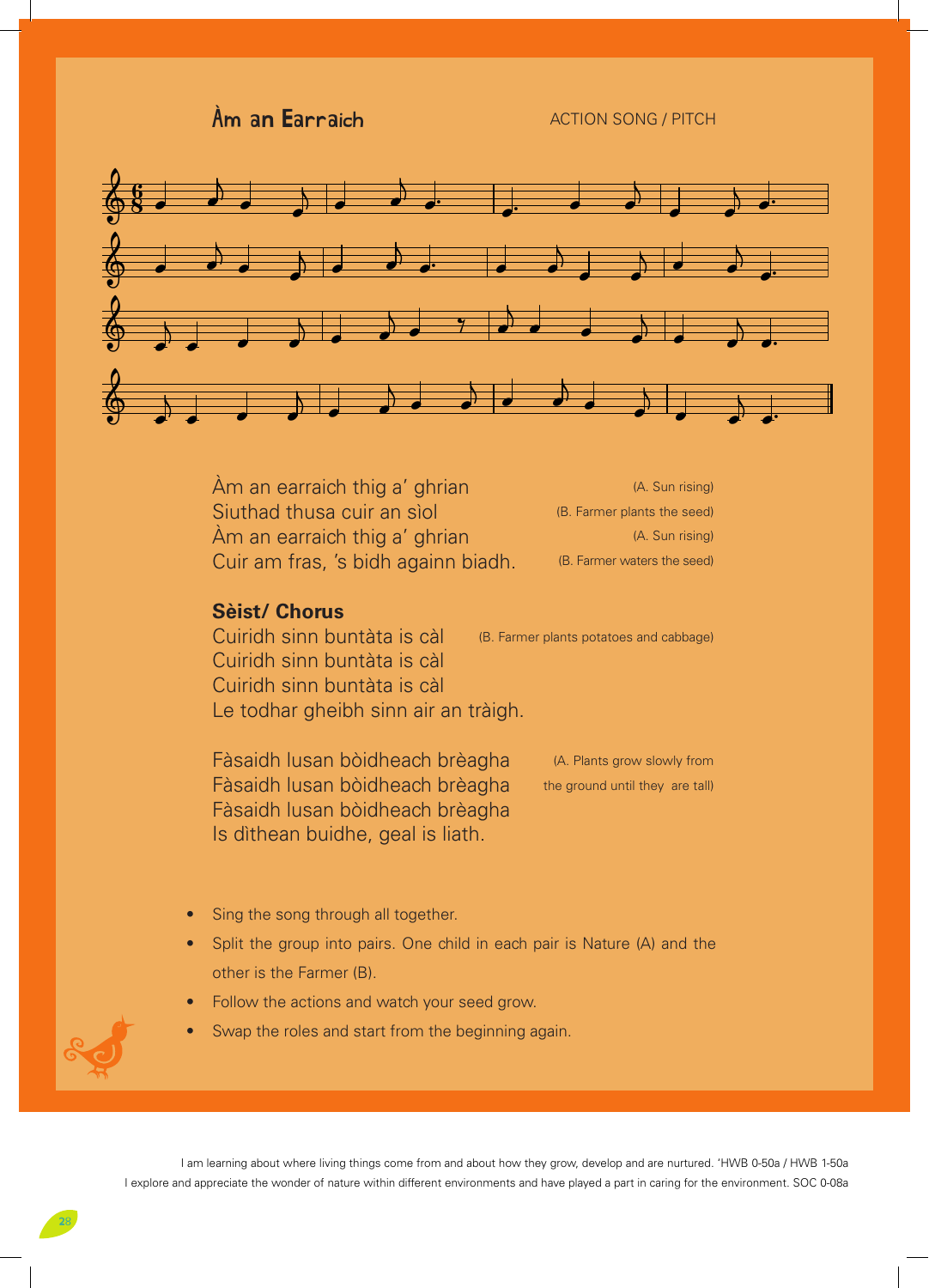## Àm an Earraich

ACTION SONG / PITCH

Àm an earraich thig a' ghrian (A. Sun rising)
Siuthad thusa cuir an sìol (B. Farmer plants the seed)
Àm an earraich thig a' ghrian (A. Sun rising)
Cuir am fras, 's bidh againn biadh. (B. Farmer waters the seed)

**Sèist/ Chorus**

Cuiridh sinn buntàta is càl (B. Farmer plants potatoes and cabbage)
Cuiridh sinn buntàta is càl
Cuiridh sinn buntàta is càl
Le todhar gheibh sinn air an tràigh.

Fàsaidh lusan bòidheach brèagha (A. Plants grow slowly from the ground until they are tall)
Fàsaidh lusan bòidheach brèagha
Fàsaidh lusan bòidheach brèagha
Is dìthean buidhe, geal is liath.

- Sing the song through all together.
- Split the group into pairs. One child in each pair is Nature (A) and the other is the Farmer (B).
- Follow the actions and watch your seed grow.
- Swap the roles and start from the beginning again.

I am learning about where living things come from and about how they grow, develop and are nurtured. 'HWB 0-50a / HWB 1-50a
I explore and appreciate the wonder of nature within different environments and have played a part in caring for the environment. SOC 0-08a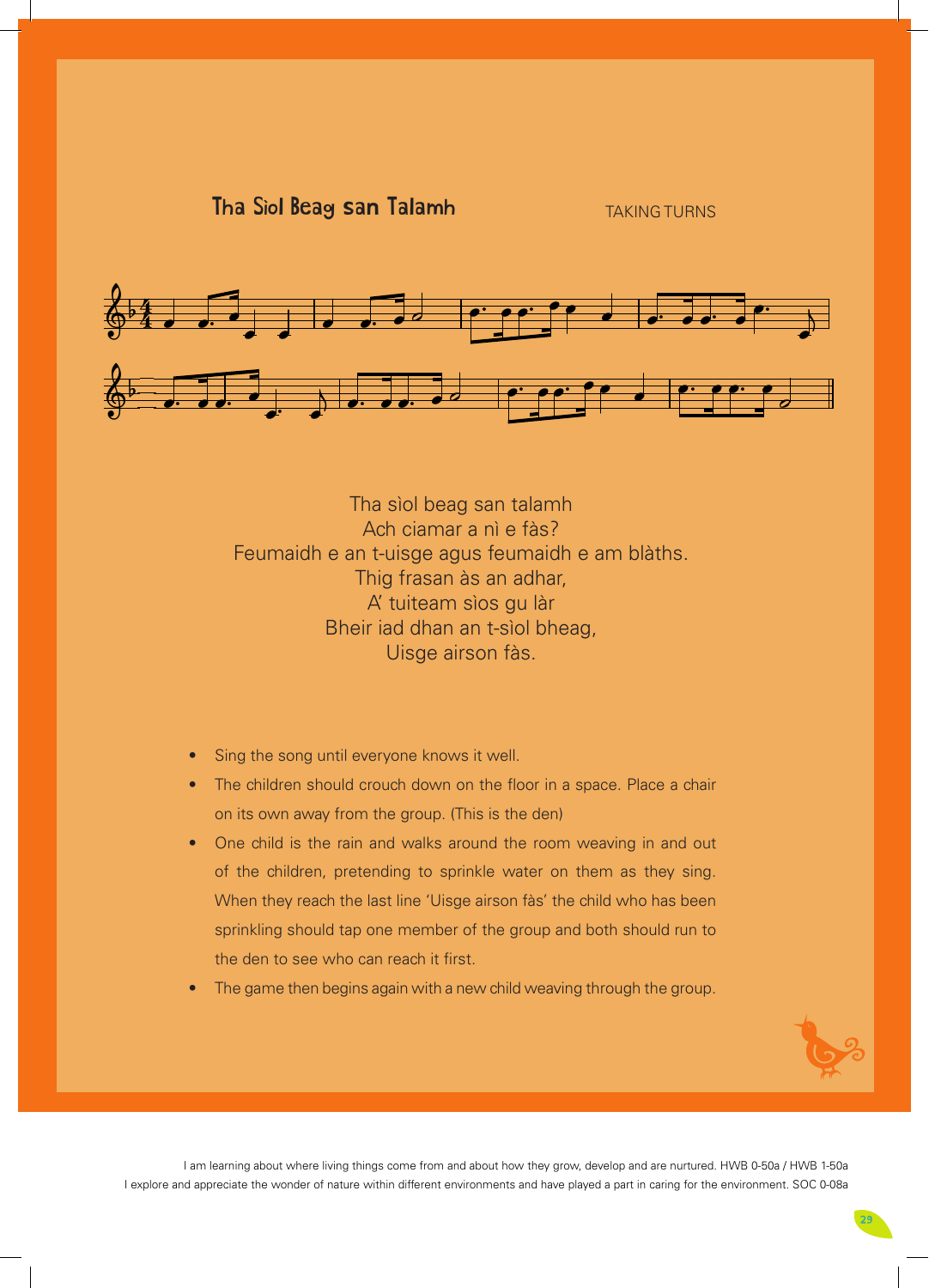## Tha Sìol Beag san Talamh

TAKING TURNS

Tha sìol beag san talamh
Ach ciamar a nì e fàs?
Feumaidh e an t-uisge agus feumaidh e am blàths.
Thig frasan às an adhar,
A' tuiteam sìos gu làr
Bheir iad dhan an t-sìol bheag,
Uisge airson fàs.

- Sing the song until everyone knows it well.
- The children should crouch down on the floor in a space. Place a chair on its own away from the group. (This is the den)
- One child is the rain and walks around the room weaving in and out of the children, pretending to sprinkle water on them as they sing. When they reach the last line 'Uisge airson fàs' the child who has been sprinkling should tap one member of the group and both should run to the den to see who can reach it first.
- The game then begins again with a new child weaving through the group.

I am learning about where living things come from and about how they grow, develop and are nurtured. HWB 0-50a / HWB 1-50a
I explore and appreciate the wonder of nature within different environments and have played a part in caring for the environment. SOC 0-08a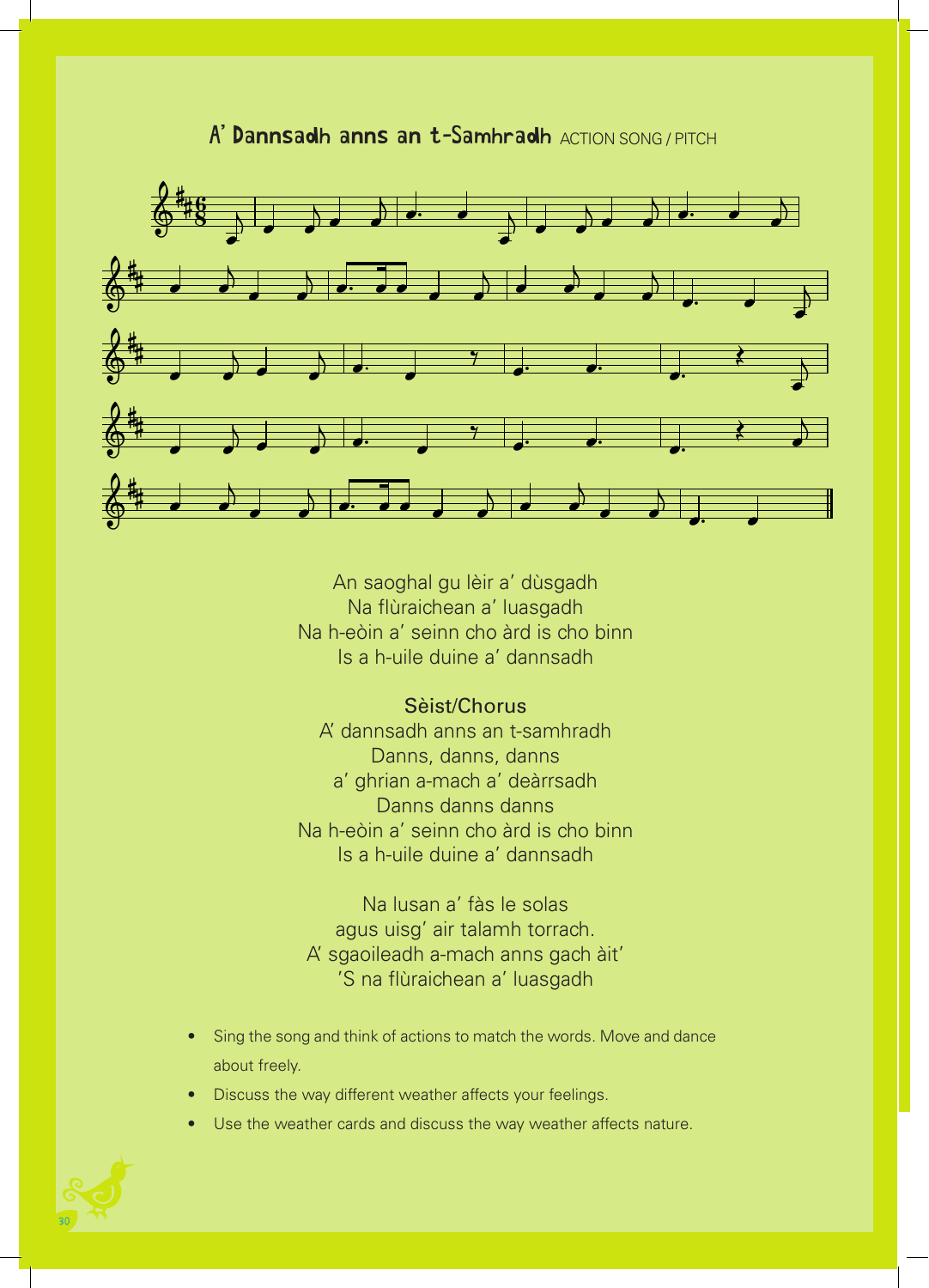## A' Dannsadh anns an t-Samhradh ACTION SONG / PITCH

An saoghal gu lèir a' dùsgadh
Na flùraichean a' luasgadh
Na h-eòin a' seinn cho àrd is cho binn
Is a h-uile duine a' dannsadh

**Sèist/Chorus**
A' dannsadh anns an t-samhradh
Danns, danns, danns
a' ghrian a-mach a' deàrrsadh
Danns danns danns
Na h-eòin a' seinn cho àrd is cho binn
Is a h-uile duine a' dannsadh

Na lusan a' fàs le solas
agus uisg' air talamh torrach.
A' sgaoileadh a-mach anns gach àit'
'S na flùraichean a' luasgadh

- Sing the song and think of actions to match the words. Move and dance about freely.
- Discuss the way different weather affects your feelings.
- Use the weather cards and discuss the way weather affects nature.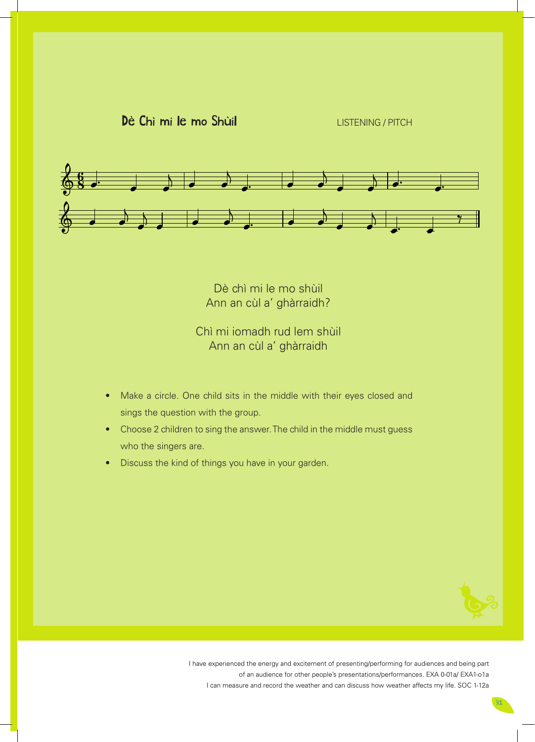## Dè Chì mi le mo Shùil

LISTENING / PITCH

Dè chì mi le mo shùil
Ann an cùl a' ghàrraidh?

Chì mi iomadh rud lem shùil
Ann an cùl a' ghàrraidh

- Make a circle. One child sits in the middle with their eyes closed and sings the question with the group.
- Choose 2 children to sing the answer. The child in the middle must guess who the singers are.
- Discuss the kind of things you have in your garden.

I have experienced the energy and excitement of presenting/performing for audiences and being part of an audience for other people's presentations/performances. EXA 0-01a/ EXA1-o1a
I can measure and record the weather and can discuss how weather affects my life. SOC 1-12a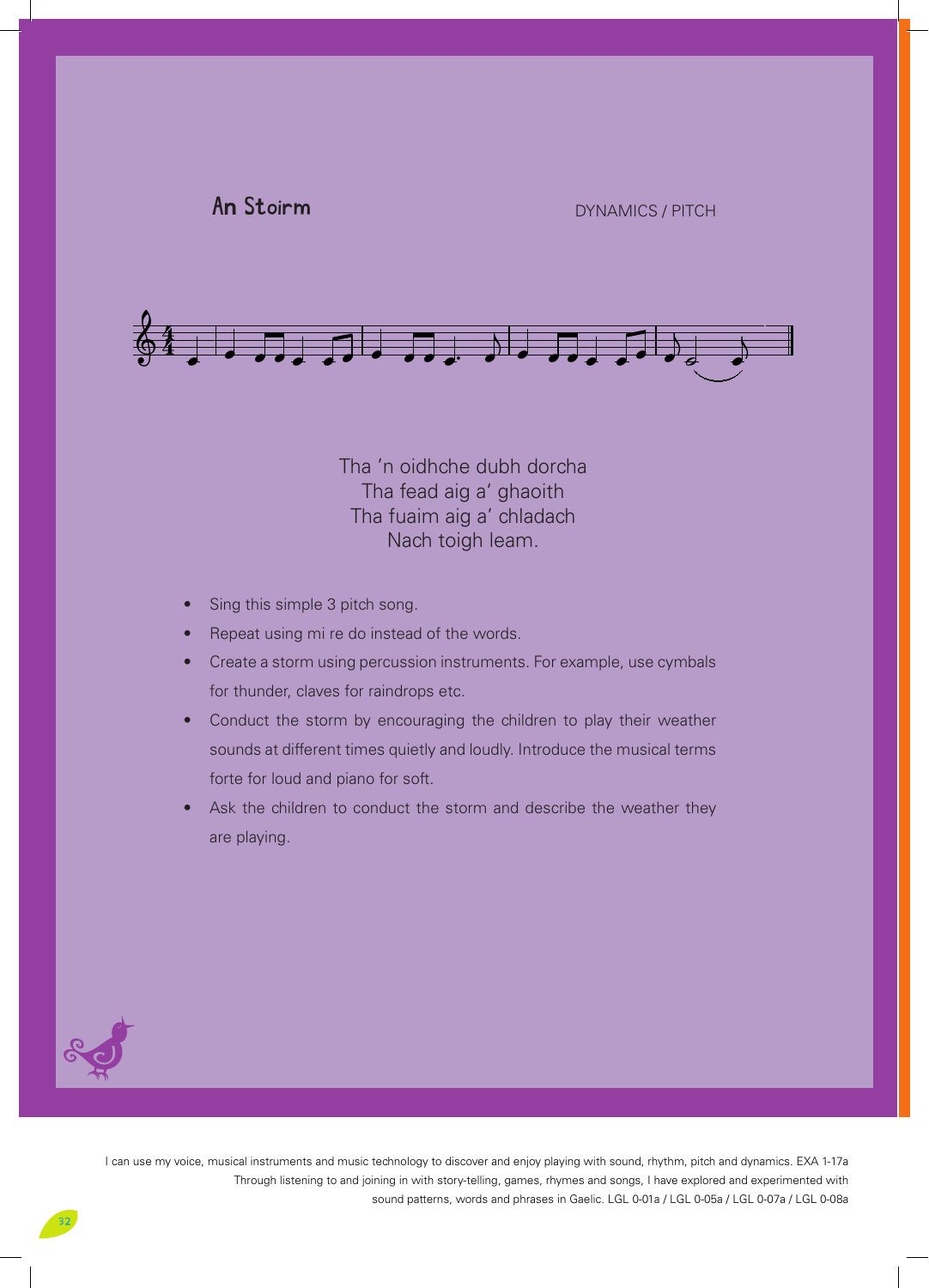## An Stoirm

DYNAMICS / PITCH

Tha 'n oidhche dubh dorcha
Tha fead aig a' ghaoith
Tha fuaim aig a' chladach
Nach toigh leam.

- Sing this simple 3 pitch song.
- Repeat using mi re do instead of the words.
- Create a storm using percussion instruments. For example, use cymbals for thunder, claves for raindrops etc.
- Conduct the storm by encouraging the children to play their weather sounds at different times quietly and loudly. Introduce the musical terms forte for loud and piano for soft.
- Ask the children to conduct the storm and describe the weather they are playing.

I can use my voice, musical instruments and music technology to discover and enjoy playing with sound, rhythm, pitch and dynamics. EXA 1-17a
Through listening to and joining in with story-telling, games, rhymes and songs, I have explored and experimented with sound patterns, words and phrases in Gaelic. LGL 0-01a / LGL 0-05a / LGL 0-07a / LGL 0-08a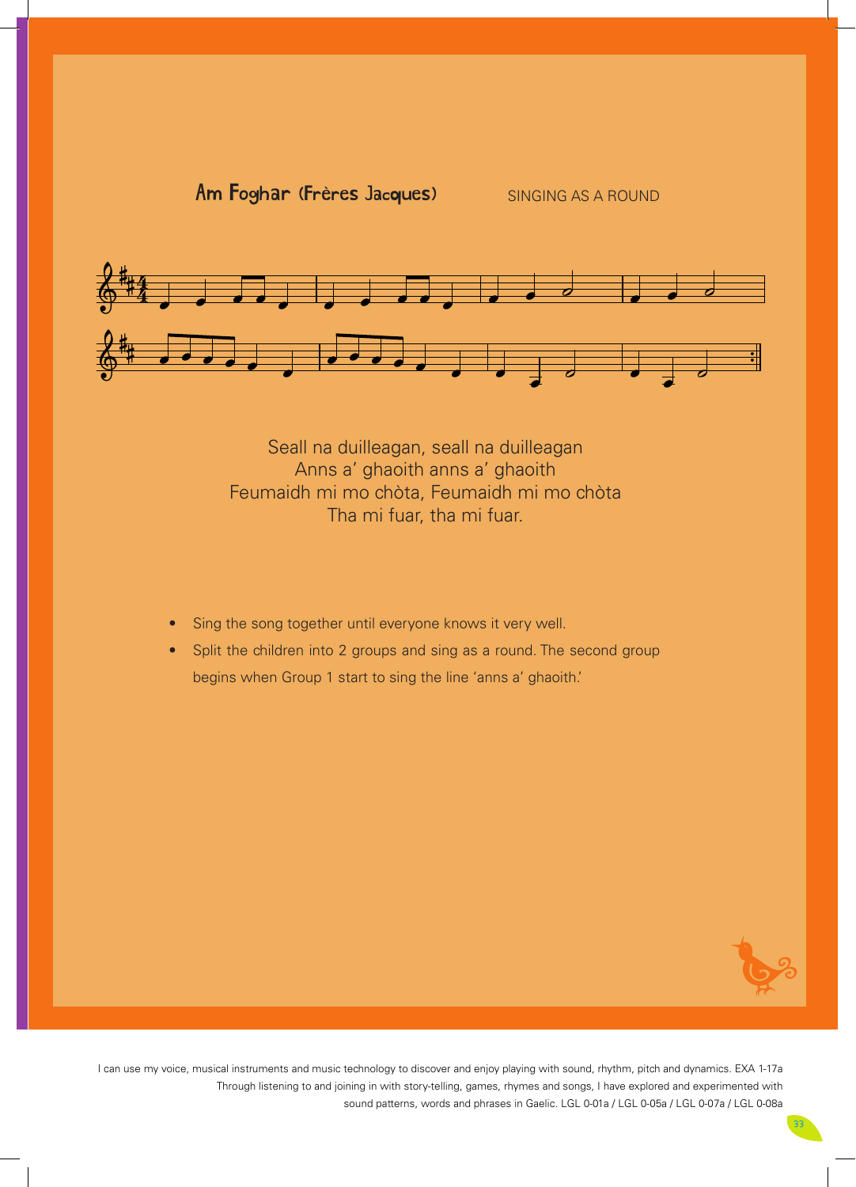## Am Foghar (Frères Jacques)

SINGING AS A ROUND

Seall na duilleagan, seall na duilleagan
Anns a' ghaoith anns a' ghaoith
Feumaidh mi mo chòta, Feumaidh mi mo chòta
Tha mi fuar, tha mi fuar.

- Sing the song together until everyone knows it very well.
- Split the children into 2 groups and sing as a round. The second group begins when Group 1 start to sing the line 'anns a' ghaoith.'

I can use my voice, musical instruments and music technology to discover and enjoy playing with sound, rhythm, pitch and dynamics. EXA 1-17a
Through listening to and joining in with story-telling, games, rhymes and songs, I have explored and experimented with sound patterns, words and phrases in Gaelic. LGL 0-01a / LGL 0-05a / LGL 0-07a / LGL 0-08a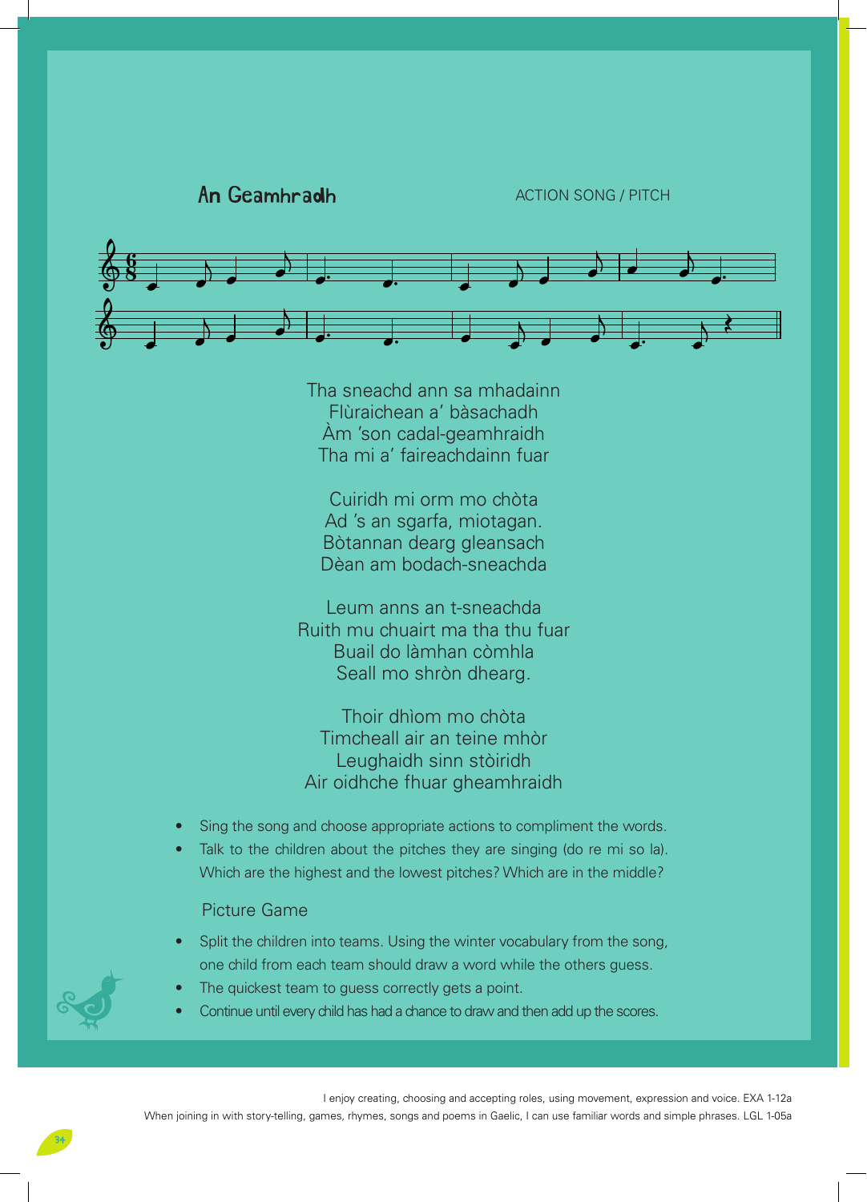## An Geamhradh

ACTION SONG / PITCH

Tha sneachd ann sa mhadainn
Flùraichean a' bàsachadh
Àm 'son cadal-geamhraidh
Tha mi a' faireachdainn fuar

Cuiridh mi orm mo chòta
Ad 's an sgarfa, miotagan.
Bòtannan dearg gleansach
Dèan am bodach-sneachda

Leum anns an t-sneachda
Ruith mu chuairt ma tha thu fuar
Buail do làmhan còmhla
Seall mo shròn dhearg.

Thoir dhìom mo chòta
Timcheall air an teine mhòr
Leughaidh sinn stòiridh
Air oidhche fhuar gheamhraidh

- Sing the song and choose appropriate actions to compliment the words.
- Talk to the children about the pitches they are singing (do re mi so la). Which are the highest and the lowest pitches? Which are in the middle?

### Picture Game

- Split the children into teams. Using the winter vocabulary from the song, one child from each team should draw a word while the others guess.
- The quickest team to guess correctly gets a point.
- Continue until every child has had a chance to draw and then add up the scores.

I enjoy creating, choosing and accepting roles, using movement, expression and voice. EXA 1-12a
When joining in with story-telling, games, rhymes, songs and poems in Gaelic, I can use familiar words and simple phrases. LGL 1-05a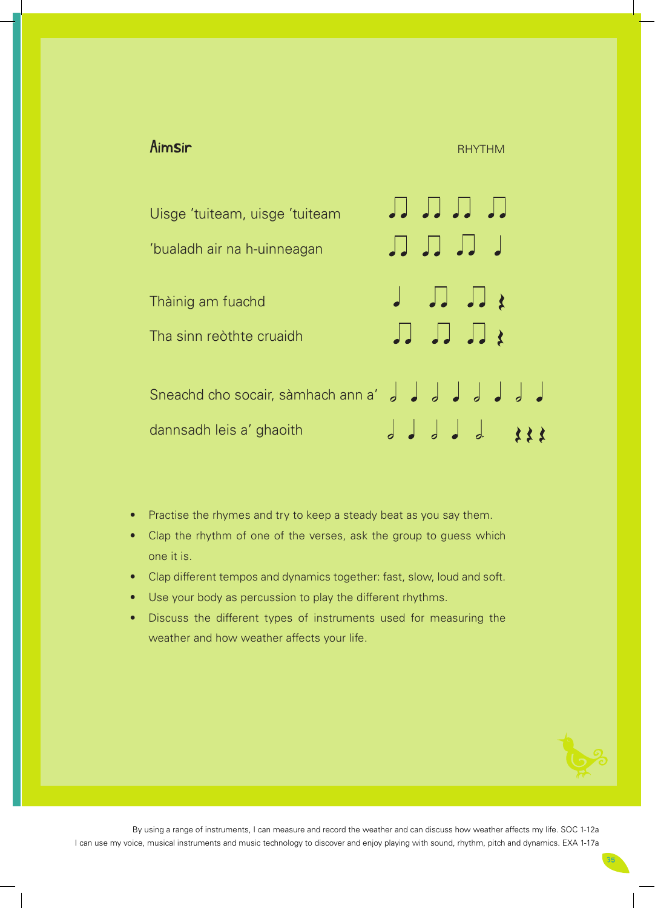## Aimsir

RHYTHM

Uisge 'tuiteam, uisge 'tuiteam

'bualadh air na h-uinneagan

Thàinig am fuachd

Tha sinn reòthte cruaidh

Sneachd cho socair, sàmhach ann a'

dannsadh leis a' ghaoith

- Practise the rhymes and try to keep a steady beat as you say them.
- Clap the rhythm of one of the verses, ask the group to guess which one it is.
- Clap different tempos and dynamics together: fast, slow, loud and soft.
- Use your body as percussion to play the different rhythms.
- Discuss the different types of instruments used for measuring the weather and how weather affects your life.

By using a range of instruments, I can measure and record the weather and can discuss how weather affects my life. SOC 1-12a

I can use my voice, musical instruments and music technology to discover and enjoy playing with sound, rhythm, pitch and dynamics. EXA 1-17a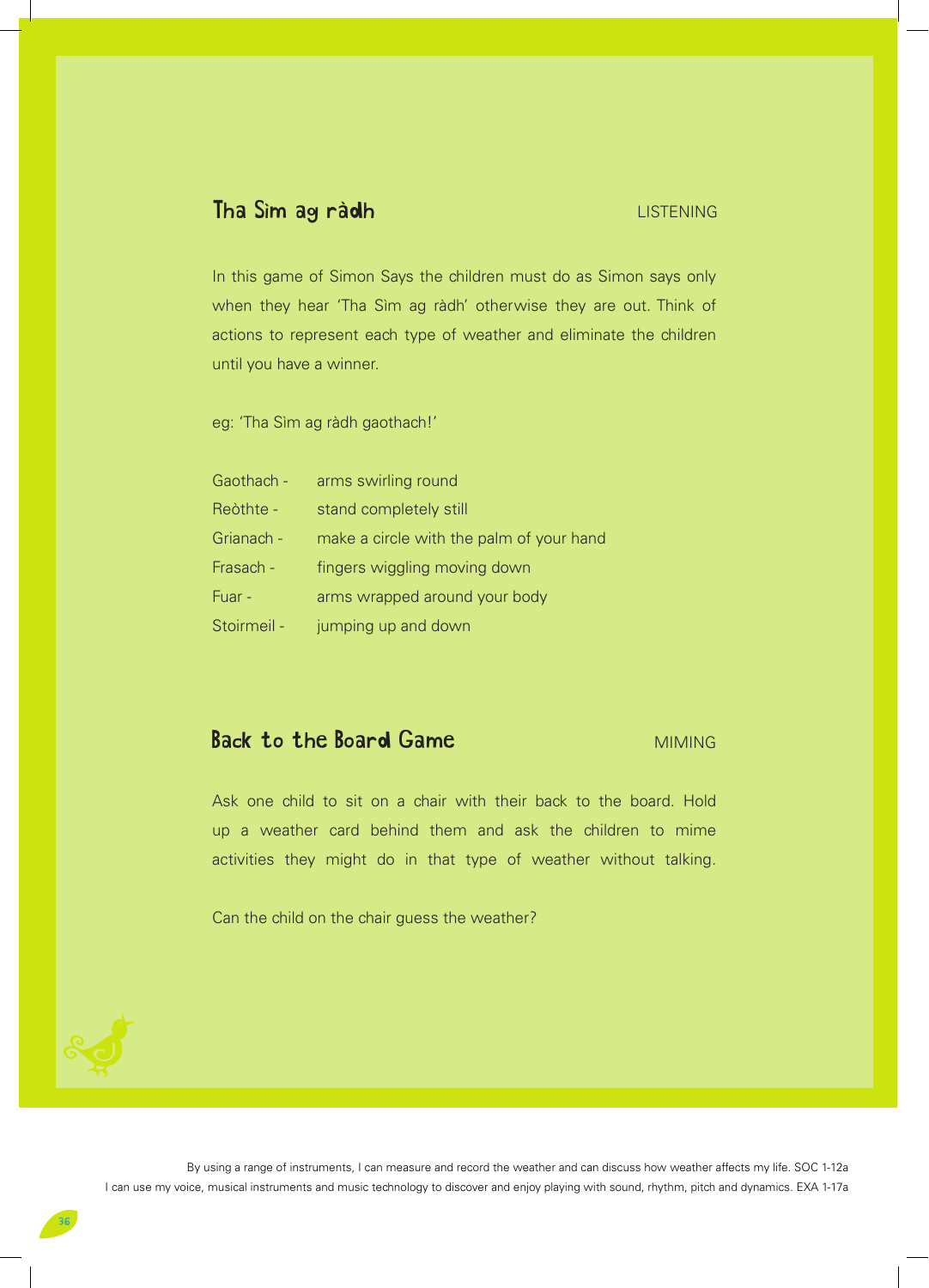## Tha Sìm ag ràdh

LISTENING

In this game of Simon Says the children must do as Simon says only when they hear 'Tha Sìm ag ràdh' otherwise they are out. Think of actions to represent each type of weather and eliminate the children until you have a winner.

eg: 'Tha Sìm ag ràdh gaothach!'

| | |
|---|---|
| Gaothach - | arms swirling round |
| Reòthte - | stand completely still |
| Grianach - | make a circle with the palm of your hand |
| Frasach - | fingers wiggling moving down |
| Fuar - | arms wrapped around your body |
| Stoirmeil - | jumping up and down |

## Back to the Board Game

MIMING

Ask one child to sit on a chair with their back to the board. Hold up a weather card behind them and ask the children to mime activities they might do in that type of weather without talking.

Can the child on the chair guess the weather?

By using a range of instruments, I can measure and record the weather and can discuss how weather affects my life. SOC 1-12a
I can use my voice, musical instruments and music technology to discover and enjoy playing with sound, rhythm, pitch and dynamics. EXA 1-17a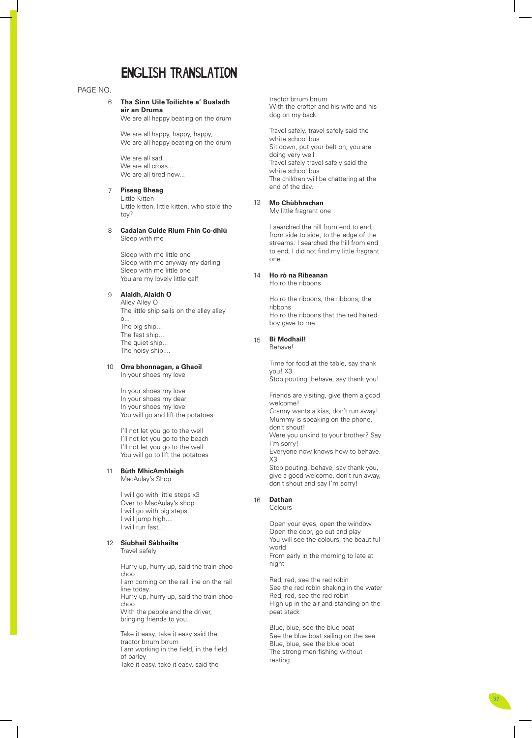# ENGLISH TRANSLATION

PAGE NO.

6 **Tha Sinn Uile Toilichte a' Bualadh air an Druma**
We are all happy beating on the drum

We are all happy, happy, happy,
We are all happy beating on the drum

We are all sad...
We are all cross...
We are all tired now...

7 **Piseag Bheag**
Little Kitten
Little kitten, little kitten, who stole the toy?

8 **Cadalan Cuide Rium Fhìn Co-dhiù**
Sleep with me

Sleep with me little one
Sleep with me anyway my darling
Sleep with me little one
You are my lovely little calf

9 **Alaidh, Alaidh O**
Alley Alley O
The little ship sails on the alley alley o...
The big ship...
The fast ship...
The quiet ship...
The noisy ship....

10 **Orra bhonnagan, a Ghaoil**
In your shoes my love

In your shoes my love
In your shoes my dear
In your shoes my love
You will go and lift the potatoes

I'll not let you go to the well
I'll not let you go to the beach
I'll not let you go to the well
You will go to lift the potatoes

11 **Bùth MhicAmhlaigh**
MacAulay's Shop

I will go with little steps x3
Over to MacAulay's shop
I will go with big steps...
I will jump high....
I will run fast....

12 **Siubhail Sàbhailte**
Travel safely

Hurry up, hurry up, said the train choo choo
I am coming on the rail line on the rail line today.
Hurry up, hurry up, said the train choo choo
With the people and the driver, bringing friends to you.

Take it easy, take it easy said the tractor brrum brrum
I am working in the field, in the field of barley
Take it easy, take it easy, said the tractor brrum brrum
With the crofter and his wife and his dog on my back.

Travel safely, travel safely said the white school bus
Sit down, put your belt on, you are doing very well
Travel safely travel safely said the white school bus
The children will be chattering at the end of the day.

13 **Mo Chùbhrachan**
My little fragrant one

I searched the hill from end to end, from side to side, to the edge of the streams. I searched the hill from end to end, I did not find my little fragrant one.

14 **Ho rò na Ribeanan**
Ho ro the ribbons

Ho ro the ribbons, the ribbons, the ribbons
Ho ro the ribbons that the red haired boy gave to me.

15 **Bi Modhail!**
Behave!

Time for food at the table, say thank you! X3
Stop pouting, behave, say thank you!

Friends are visiting, give them a good welcome!
Granny wants a kiss, don't run away!
Mummy is speaking on the phone, don't shout!
Were you unkind to your brother? Say I'm sorry!
Everyone now knows how to behave. X3
Stop pouting, behave, say thank you, give a good welcome, don't run away, don't shout and say I'm sorry!

16 **Dathan**
Colours

Open your eyes, open the window
Open the door, go out and play
You will see the colours, the beautiful world
From early in the morning to late at night

Red, red, see the red robin
See the red robin shaking in the water
Red, red, see the red robin
High up in the air and standing on the peat stack

Blue, blue, see the blue boat
See the blue boat sailing on the sea
Blue, blue, see the blue boat
The strong men fishing without resting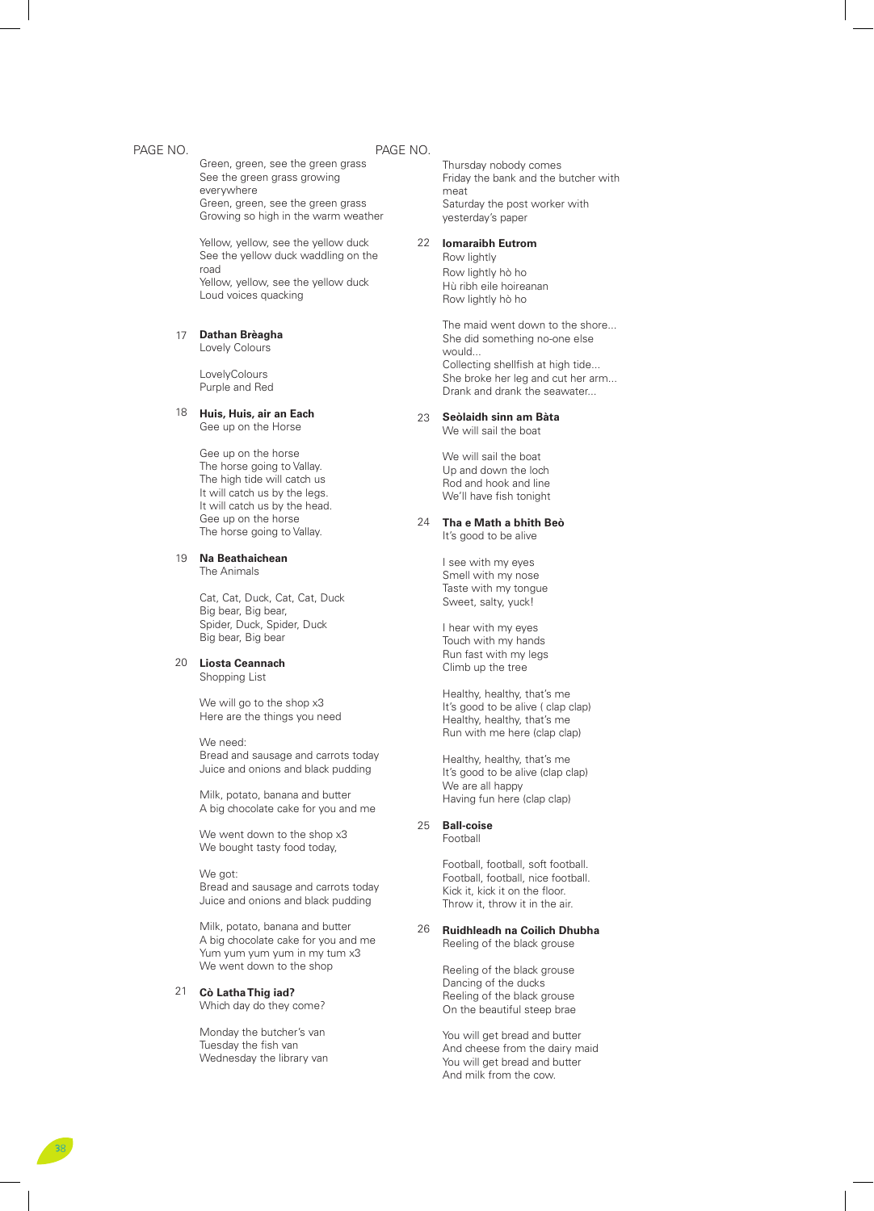PAGE NO.

Green, green, see the green grass
See the green grass growing everywhere
Green, green, see the green grass
Growing so high in the warm weather

Yellow, yellow, see the yellow duck
See the yellow duck waddling on the road
Yellow, yellow, see the yellow duck
Loud voices quacking

17 **Dathan Brèagha**
Lovely Colours

LovelyColours
Purple and Red

18 **Huis, Huis, air an Each**
Gee up on the Horse

Gee up on the horse
The horse going to Vallay.
The high tide will catch us
It will catch us by the legs.
It will catch us by the head.
Gee up on the horse
The horse going to Vallay.

19 **Na Beathaichean**
The Animals

Cat, Cat, Duck, Cat, Cat, Duck
Big bear, Big bear,
Spider, Duck, Spider, Duck
Big bear, Big bear

20 **Liosta Ceannach**
Shopping List

We will go to the shop x3
Here are the things you need

We need:
Bread and sausage and carrots today
Juice and onions and black pudding

Milk, potato, banana and butter
A big chocolate cake for you and me

We went down to the shop x3
We bought tasty food today,

We got:
Bread and sausage and carrots today
Juice and onions and black pudding

Milk, potato, banana and butter
A big chocolate cake for you and me
Yum yum yum yum in my tum x3
We went down to the shop

21 **Cò Latha Thig iad?**
Which day do they come?

Monday the butcher's van
Tuesday the fish van
Wednesday the library van

PAGE NO.

Thursday nobody comes
Friday the bank and the butcher with meat
Saturday the post worker with yesterday's paper

22 **Iomaraibh Eutrom**
Row lightly
Row lightly hò ho
Hù ribh eile hoireanan
Row lightly hò ho

The maid went down to the shore...
She did something no-one else would...
Collecting shellfish at high tide...
She broke her leg and cut her arm...
Drank and drank the seawater...

23 **Seòlaidh sinn am Bàta**
We will sail the boat

We will sail the boat
Up and down the loch
Rod and hook and line
We'll have fish tonight

24 **Tha e Math a bhith Beò**
It's good to be alive

I see with my eyes
Smell with my nose
Taste with my tongue
Sweet, salty, yuck!

I hear with my eyes
Touch with my hands
Run fast with my legs
Climb up the tree

Healthy, healthy, that's me
It's good to be alive ( clap clap)
Healthy, healthy, that's me
Run with me here (clap clap)

Healthy, healthy, that's me
It's good to be alive (clap clap)
We are all happy
Having fun here (clap clap)

25 **Ball-coise**
Football

Football, football, soft football.
Football, football, nice football.
Kick it, kick it on the floor.
Throw it, throw it in the air.

26 **Ruidhleadh na Coilich Dhubha**
Reeling of the black grouse

Reeling of the black grouse
Dancing of the ducks
Reeling of the black grouse
On the beautiful steep brae

You will get bread and butter
And cheese from the dairy maid
You will get bread and butter
And milk from the cow.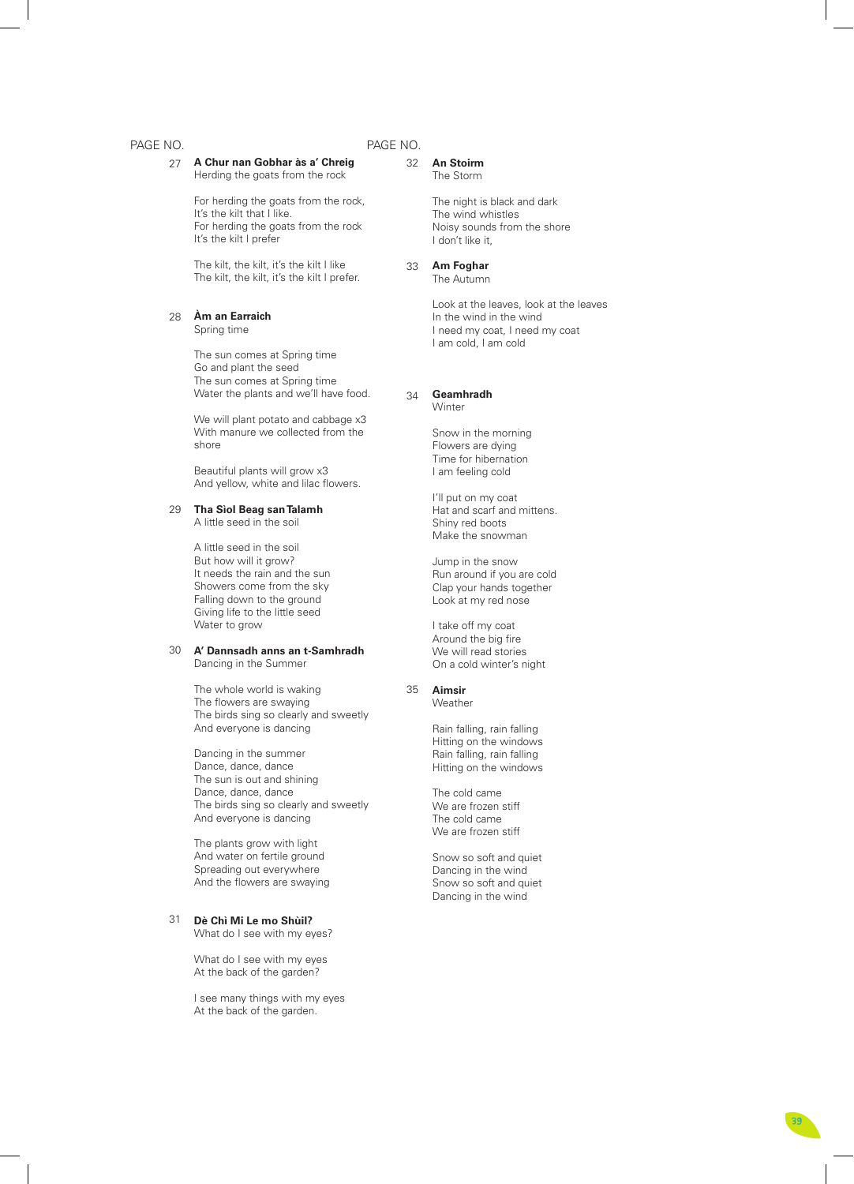PAGE NO.

27 **A Chur nan Gobhar às a' Chreig**
Herding the goats from the rock

For herding the goats from the rock,
It's the kilt that I like.
For herding the goats from the rock
It's the kilt I prefer

The kilt, the kilt, it's the kilt I like
The kilt, the kilt, it's the kilt I prefer.

28 **Àm an Earraich**
Spring time

The sun comes at Spring time
Go and plant the seed
The sun comes at Spring time
Water the plants and we'll have food.

We will plant potato and cabbage x3
With manure we collected from the shore

Beautiful plants will grow x3
And yellow, white and lilac flowers.

29 **Tha Sìol Beag san Talamh**
A little seed in the soil

A little seed in the soil
But how will it grow?
It needs the rain and the sun
Showers come from the sky
Falling down to the ground
Giving life to the little seed
Water to grow

30 **A' Dannsadh anns an t-Samhradh**
Dancing in the Summer

The whole world is waking
The flowers are swaying
The birds sing so clearly and sweetly
And everyone is dancing

Dancing in the summer
Dance, dance, dance
The sun is out and shining
Dance, dance, dance
The birds sing so clearly and sweetly
And everyone is dancing

The plants grow with light
And water on fertile ground
Spreading out everywhere
And the flowers are swaying

31 **Dè Chì Mi Le mo Shùil?**
What do I see with my eyes?

What do I see with my eyes
At the back of the garden?

I see many things with my eyes
At the back of the garden.

PAGE NO.

32 **An Stoirm**
The Storm

The night is black and dark
The wind whistles
Noisy sounds from the shore
I don't like it,

33 **Am Foghar**
The Autumn

Look at the leaves, look at the leaves
In the wind in the wind
I need my coat, I need my coat
I am cold, I am cold

34 **Geamhradh**
Winter

Snow in the morning
Flowers are dying
Time for hibernation
I am feeling cold

I'll put on my coat
Hat and scarf and mittens.
Shiny red boots
Make the snowman

Jump in the snow
Run around if you are cold
Clap your hands together
Look at my red nose

I take off my coat
Around the big fire
We will read stories
On a cold winter's night

35 **Aimsir**
Weather

Rain falling, rain falling
Hitting on the windows
Rain falling, rain falling
Hitting on the windows

The cold came
We are frozen stiff
The cold came
We are frozen stiff

Snow so soft and quiet
Dancing in the wind
Snow so soft and quiet
Dancing in the wind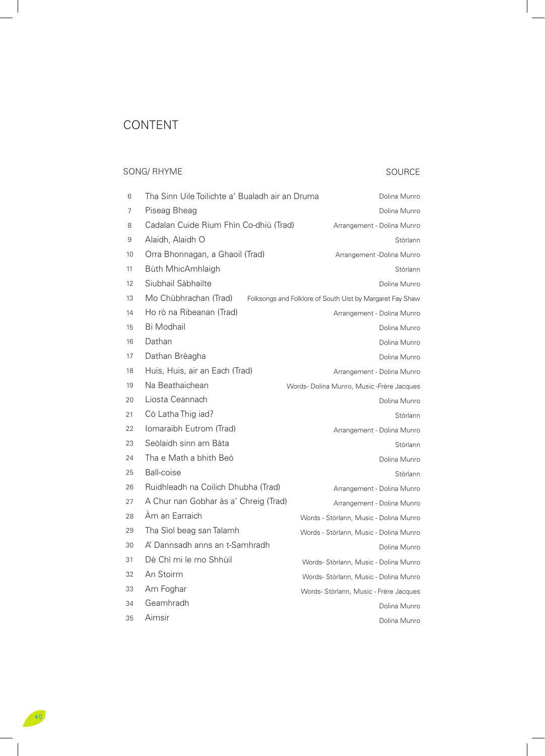# CONTENT

| | SONG/ RHYME | SOURCE |
|---|---|---|
| 6 | Tha Sinn Uile Toilichte a' Bualadh air an Druma | Dolina Munro |
| 7 | Piseag Bheag | Dolina Munro |
| 8 | Cadalan Cuide Rium Fhìn Co-dhiù (Trad) | Arrangement - Dolina Munro |
| 9 | Alaidh, Alaidh O | Stòrlann |
| 10 | Orra Bhonnagan, a Ghaoil (Trad) | Arrangement -Dolina Munro |
| 11 | Bùth MhicAmhlaigh | Stòrlann |
| 12 | Siubhail Sàbhailte | Dolina Munro |
| 13 | Mo Chùbhrachan (Trad) | Folksongs and Folklore of South Uist by Margaret Fay Shaw |
| 14 | Ho rò na Ribeanan (Trad) | Arrangement - Dolina Munro |
| 15 | Bi Modhail | Dolina Munro |
| 16 | Dathan | Dolina Munro |
| 17 | Dathan Brèagha | Dolina Munro |
| 18 | Huis, Huis, air an Each (Trad) | Arrangement - Dolina Munro |
| 19 | Na Beathaichean | Words- Dolina Munro, Music -Frère Jacques |
| 20 | Liosta Ceannach | Dolina Munro |
| 21 | Cò Latha Thig iad? | Stòrlann |
| 22 | Iomaraibh Eutrom (Trad) | Arrangement - Dolina Munro |
| 23 | Seòlaidh sinn am Bàta | Stòrlann |
| 24 | Tha e Math a bhith Beò | Dolina Munro |
| 25 | Ball-coise | Stòrlann |
| 26 | Ruidhleadh na Coilich Dhubha (Trad) | Arrangement - Dolina Munro |
| 27 | A Chur nan Gobhar às a' Chreig (Trad) | Arrangement - Dolina Munro |
| 28 | Àm an Earraich | Words - Stòrlann, Music - Dolina Munro |
| 29 | Tha Sìol beag san Talamh | Words - Stòrlann, Music - Dolina Munro |
| 30 | A' Dannsadh anns an t-Samhradh | Dolina Munro |
| 31 | Dè Chì mi le mo Shhùil | Words- Stòrlann, Music - Dolina Munro |
| 32 | An Stoirm | Words- Stòrlann, Music - Dolina Munro |
| 33 | Am Foghar | Words- Stòrlann, Music - Frère Jacques |
| 34 | Geamhradh | Dolina Munro |
| 35 | Aimsir | Dolina Munro |